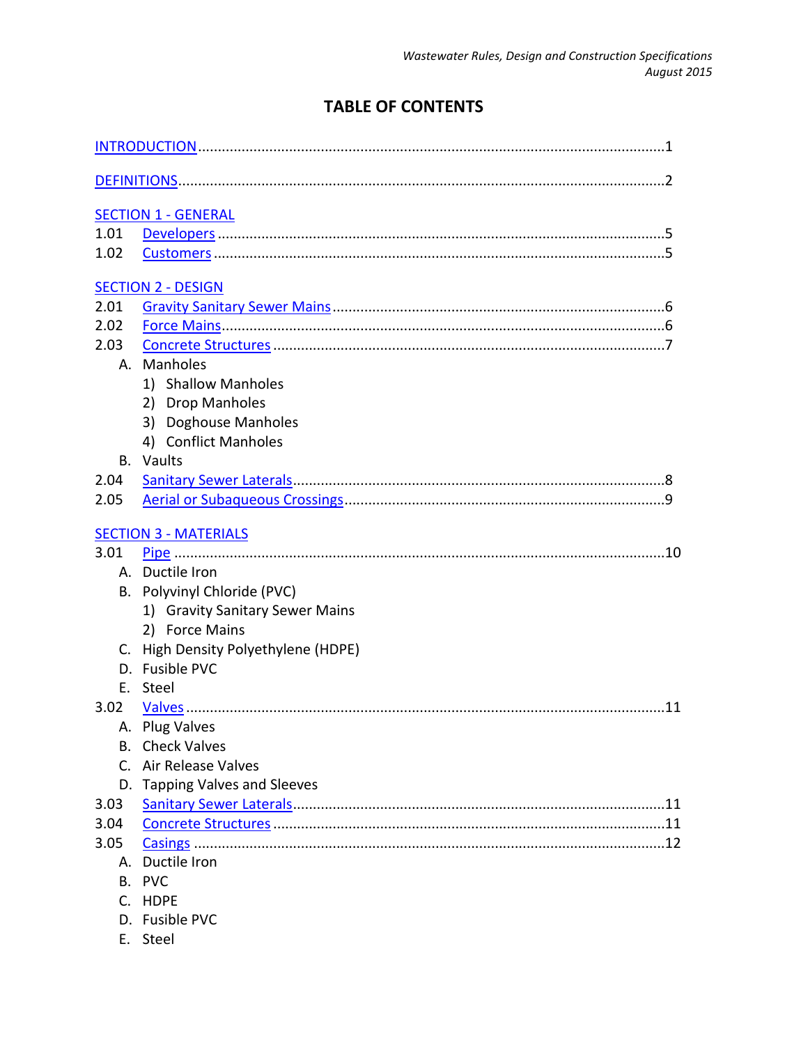# TABLE OF CONTENTS

INTRODUCTION .......... 1

DEFINITIONS .......... 2

SECTION 1 - GENERAL

1.01 Developers .......... 5
1.02 Customers .......... 5

SECTION 2 - DESIGN

2.01 Gravity Sanitary Sewer Mains .......... 6
2.02 Force Mains .......... 6
2.03 Concrete Structures .......... 7
  A. Manholes
    1) Shallow Manholes
    2) Drop Manholes
    3) Doghouse Manholes
    4) Conflict Manholes
  B. Vaults
2.04 Sanitary Sewer Laterals .......... 8
2.05 Aerial or Subaqueous Crossings .......... 9

SECTION 3 - MATERIALS

3.01 Pipe .......... 10
  A. Ductile Iron
  B. Polyvinyl Chloride (PVC)
    1) Gravity Sanitary Sewer Mains
    2) Force Mains
  C. High Density Polyethylene (HDPE)
  D. Fusible PVC
  E. Steel
3.02 Valves .......... 11
  A. Plug Valves
  B. Check Valves
  C. Air Release Valves
  D. Tapping Valves and Sleeves
3.03 Sanitary Sewer Laterals .......... 11
3.04 Concrete Structures .......... 11
3.05 Casings .......... 12
  A. Ductile Iron
  B. PVC
  C. HDPE
  D. Fusible PVC
  E. Steel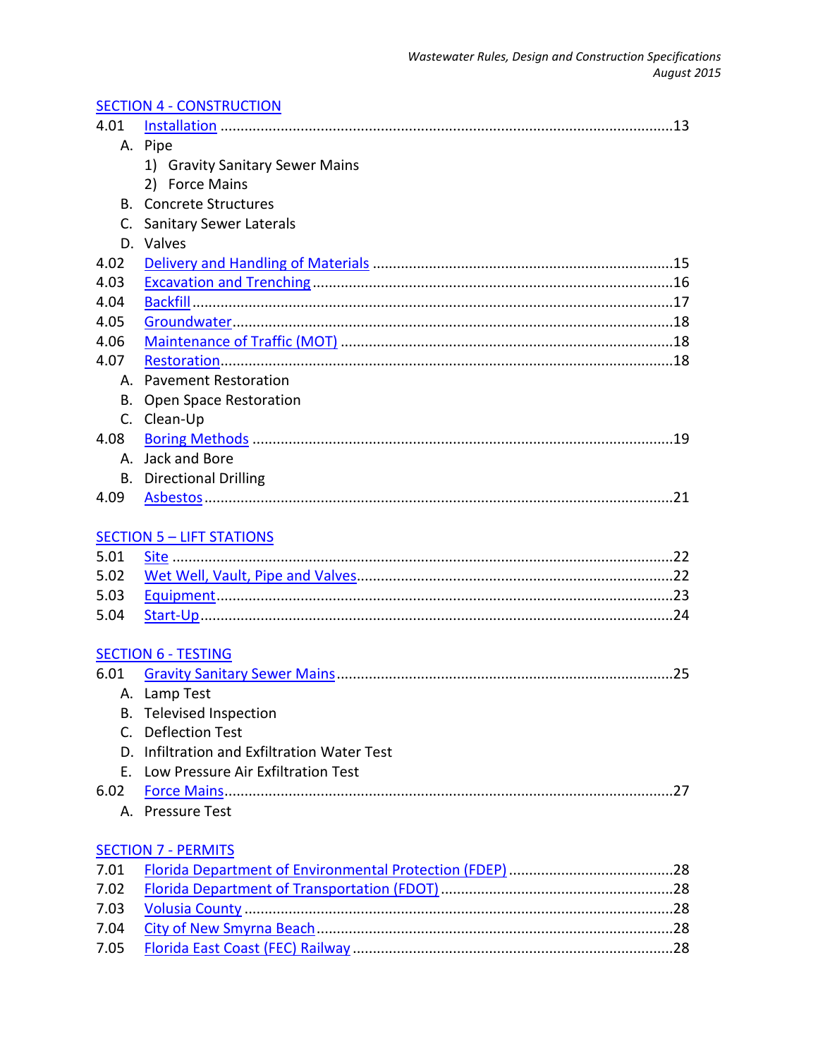## SECTION 4 - CONSTRUCTION

4.01 Installation ..... 13
- A. Pipe
  - 1) Gravity Sanitary Sewer Mains
  - 2) Force Mains
- B. Concrete Structures
- C. Sanitary Sewer Laterals
- D. Valves

4.02 Delivery and Handling of Materials ..... 15

4.03 Excavation and Trenching ..... 16

4.04 Backfill ..... 17

4.05 Groundwater ..... 18

4.06 Maintenance of Traffic (MOT) ..... 18

4.07 Restoration ..... 18
- A. Pavement Restoration
- B. Open Space Restoration
- C. Clean-Up

4.08 Boring Methods ..... 19
- A. Jack and Bore
- B. Directional Drilling

4.09 Asbestos ..... 21

## SECTION 5 – LIFT STATIONS

5.01 Site ..... 22

5.02 Wet Well, Vault, Pipe and Valves ..... 22

5.03 Equipment ..... 23

5.04 Start-Up ..... 24

## SECTION 6 - TESTING

6.01 Gravity Sanitary Sewer Mains ..... 25
- A. Lamp Test
- B. Televised Inspection
- C. Deflection Test
- D. Infiltration and Exfiltration Water Test
- E. Low Pressure Air Exfiltration Test

6.02 Force Mains ..... 27
- A. Pressure Test

## SECTION 7 - PERMITS

7.01 Florida Department of Environmental Protection (FDEP) ..... 28

7.02 Florida Department of Transportation (FDOT) ..... 28

7.03 Volusia County ..... 28

7.04 City of New Smyrna Beach ..... 28

7.05 Florida East Coast (FEC) Railway ..... 28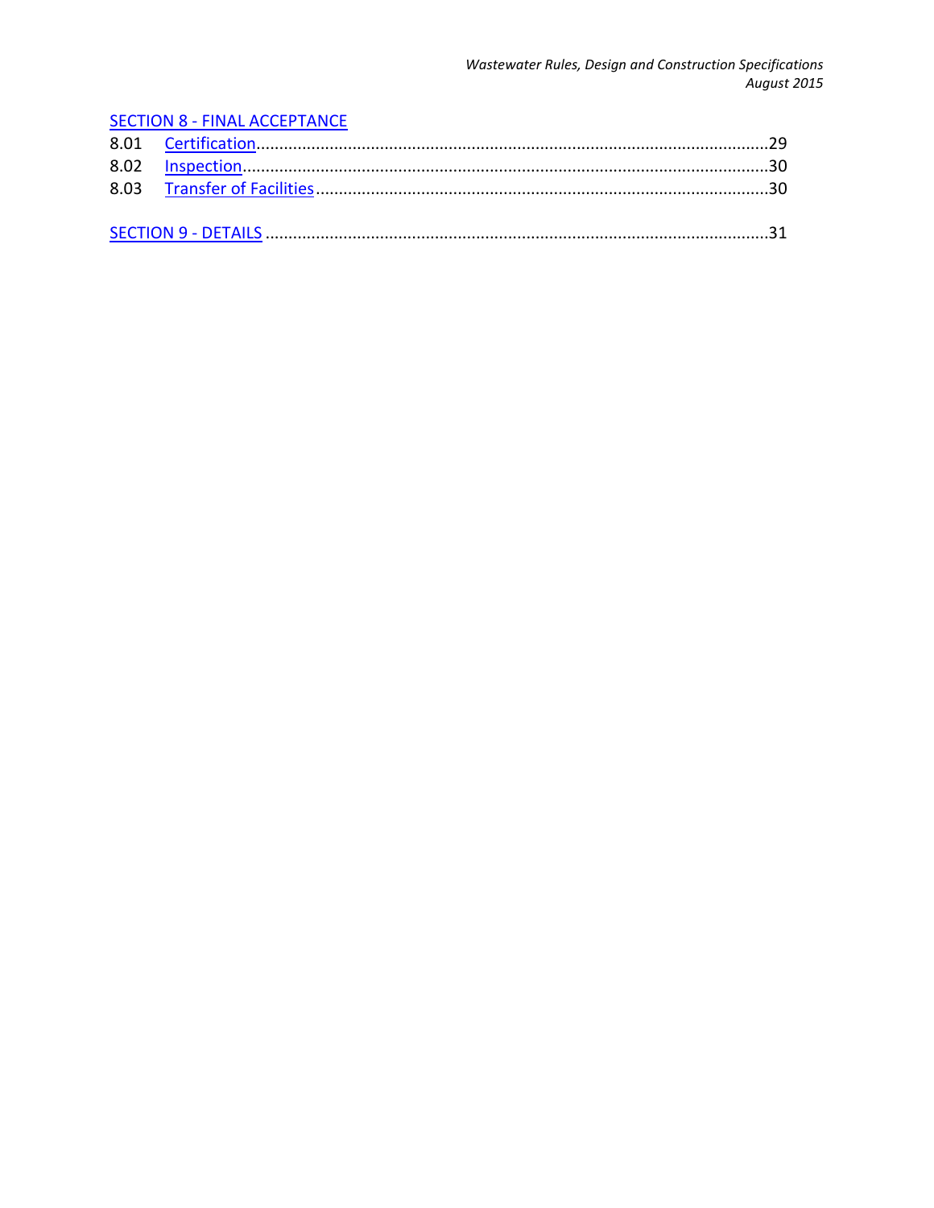SECTION 8 - FINAL ACCEPTANCE

8.01 Certification....................................................................................................................29
8.02 Inspection.......................................................................................................................30
8.03 Transfer of Facilities.......................................................................................................30

SECTION 9 - DETAILS .............................................................................................................31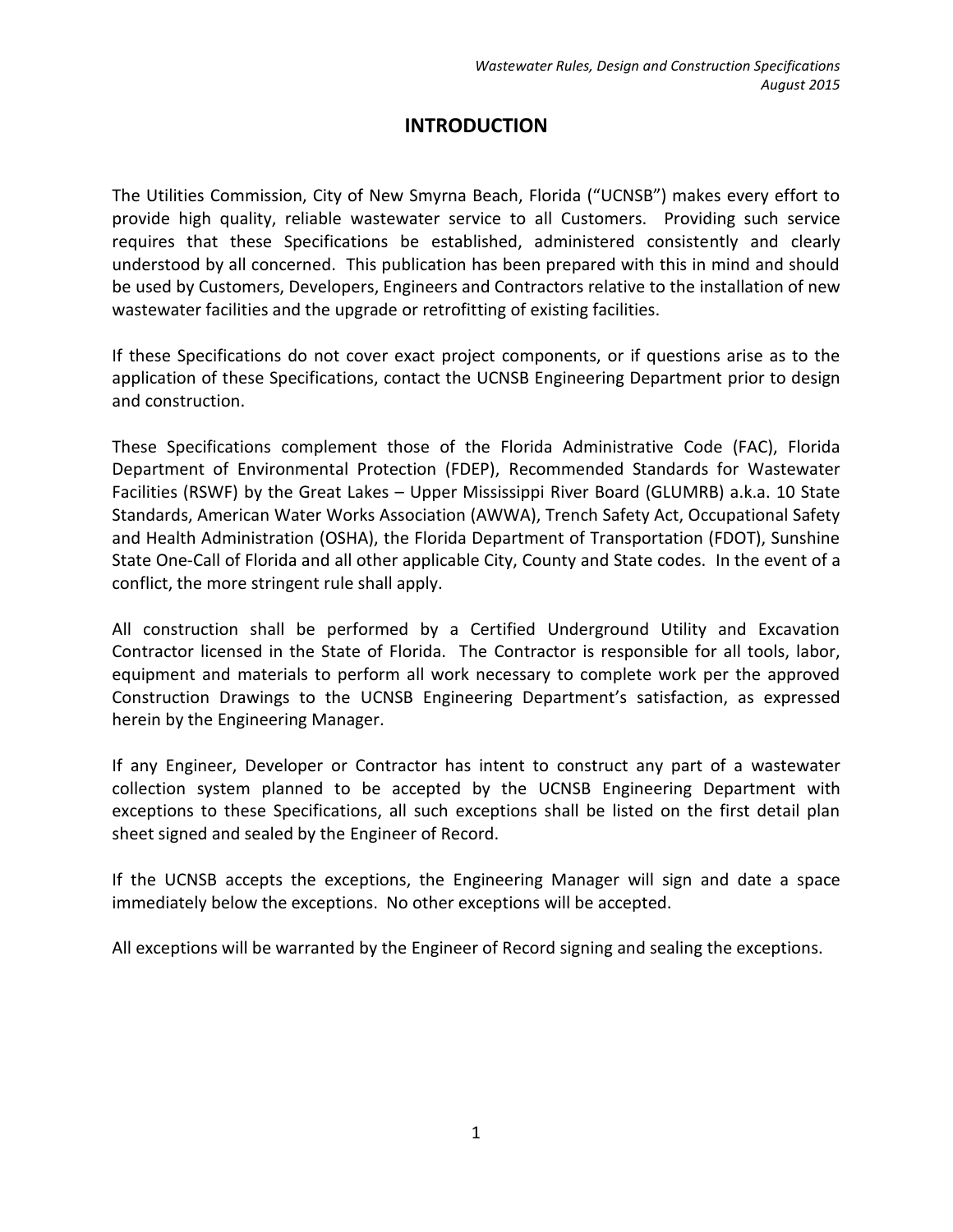# INTRODUCTION

The Utilities Commission, City of New Smyrna Beach, Florida ("UCNSB") makes every effort to provide high quality, reliable wastewater service to all Customers. Providing such service requires that these Specifications be established, administered consistently and clearly understood by all concerned. This publication has been prepared with this in mind and should be used by Customers, Developers, Engineers and Contractors relative to the installation of new wastewater facilities and the upgrade or retrofitting of existing facilities.

If these Specifications do not cover exact project components, or if questions arise as to the application of these Specifications, contact the UCNSB Engineering Department prior to design and construction.

These Specifications complement those of the Florida Administrative Code (FAC), Florida Department of Environmental Protection (FDEP), Recommended Standards for Wastewater Facilities (RSWF) by the Great Lakes – Upper Mississippi River Board (GLUMRB) a.k.a. 10 State Standards, American Water Works Association (AWWA), Trench Safety Act, Occupational Safety and Health Administration (OSHA), the Florida Department of Transportation (FDOT), Sunshine State One-Call of Florida and all other applicable City, County and State codes. In the event of a conflict, the more stringent rule shall apply.

All construction shall be performed by a Certified Underground Utility and Excavation Contractor licensed in the State of Florida. The Contractor is responsible for all tools, labor, equipment and materials to perform all work necessary to complete work per the approved Construction Drawings to the UCNSB Engineering Department's satisfaction, as expressed herein by the Engineering Manager.

If any Engineer, Developer or Contractor has intent to construct any part of a wastewater collection system planned to be accepted by the UCNSB Engineering Department with exceptions to these Specifications, all such exceptions shall be listed on the first detail plan sheet signed and sealed by the Engineer of Record.

If the UCNSB accepts the exceptions, the Engineering Manager will sign and date a space immediately below the exceptions. No other exceptions will be accepted.

All exceptions will be warranted by the Engineer of Record signing and sealing the exceptions.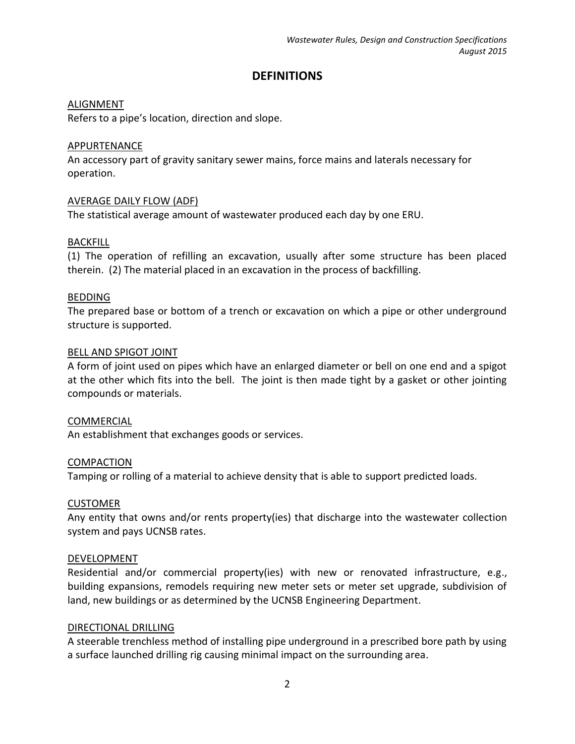# DEFINITIONS

ALIGNMENT
Refers to a pipe's location, direction and slope.

APPURTENANCE
An accessory part of gravity sanitary sewer mains, force mains and laterals necessary for operation.

AVERAGE DAILY FLOW (ADF)
The statistical average amount of wastewater produced each day by one ERU.

BACKFILL
(1) The operation of refilling an excavation, usually after some structure has been placed therein. (2) The material placed in an excavation in the process of backfilling.

BEDDING
The prepared base or bottom of a trench or excavation on which a pipe or other underground structure is supported.

BELL AND SPIGOT JOINT
A form of joint used on pipes which have an enlarged diameter or bell on one end and a spigot at the other which fits into the bell. The joint is then made tight by a gasket or other jointing compounds or materials.

COMMERCIAL
An establishment that exchanges goods or services.

COMPACTION
Tamping or rolling of a material to achieve density that is able to support predicted loads.

CUSTOMER
Any entity that owns and/or rents property(ies) that discharge into the wastewater collection system and pays UCNSB rates.

DEVELOPMENT
Residential and/or commercial property(ies) with new or renovated infrastructure, e.g., building expansions, remodels requiring new meter sets or meter set upgrade, subdivision of land, new buildings or as determined by the UCNSB Engineering Department.

DIRECTIONAL DRILLING
A steerable trenchless method of installing pipe underground in a prescribed bore path by using a surface launched drilling rig causing minimal impact on the surrounding area.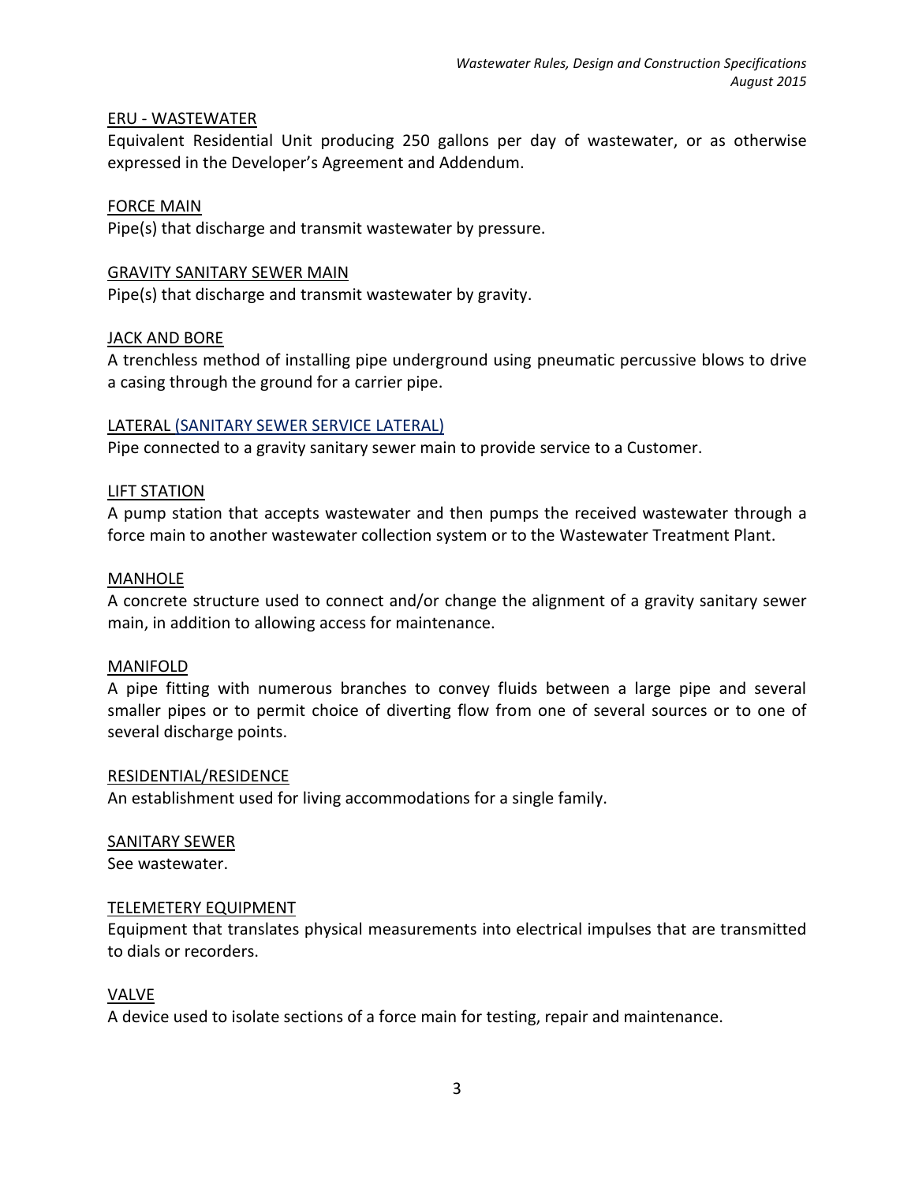ERU - WASTEWATER

Equivalent Residential Unit producing 250 gallons per day of wastewater, or as otherwise expressed in the Developer's Agreement and Addendum.

FORCE MAIN

Pipe(s) that discharge and transmit wastewater by pressure.

GRAVITY SANITARY SEWER MAIN

Pipe(s) that discharge and transmit wastewater by gravity.

JACK AND BORE

A trenchless method of installing pipe underground using pneumatic percussive blows to drive a casing through the ground for a carrier pipe.

LATERAL (SANITARY SEWER SERVICE LATERAL)

Pipe connected to a gravity sanitary sewer main to provide service to a Customer.

LIFT STATION

A pump station that accepts wastewater and then pumps the received wastewater through a force main to another wastewater collection system or to the Wastewater Treatment Plant.

MANHOLE

A concrete structure used to connect and/or change the alignment of a gravity sanitary sewer main, in addition to allowing access for maintenance.

MANIFOLD

A pipe fitting with numerous branches to convey fluids between a large pipe and several smaller pipes or to permit choice of diverting flow from one of several sources or to one of several discharge points.

RESIDENTIAL/RESIDENCE

An establishment used for living accommodations for a single family.

SANITARY SEWER

See wastewater.

TELEMETERY EQUIPMENT

Equipment that translates physical measurements into electrical impulses that are transmitted to dials or recorders.

VALVE

A device used to isolate sections of a force main for testing, repair and maintenance.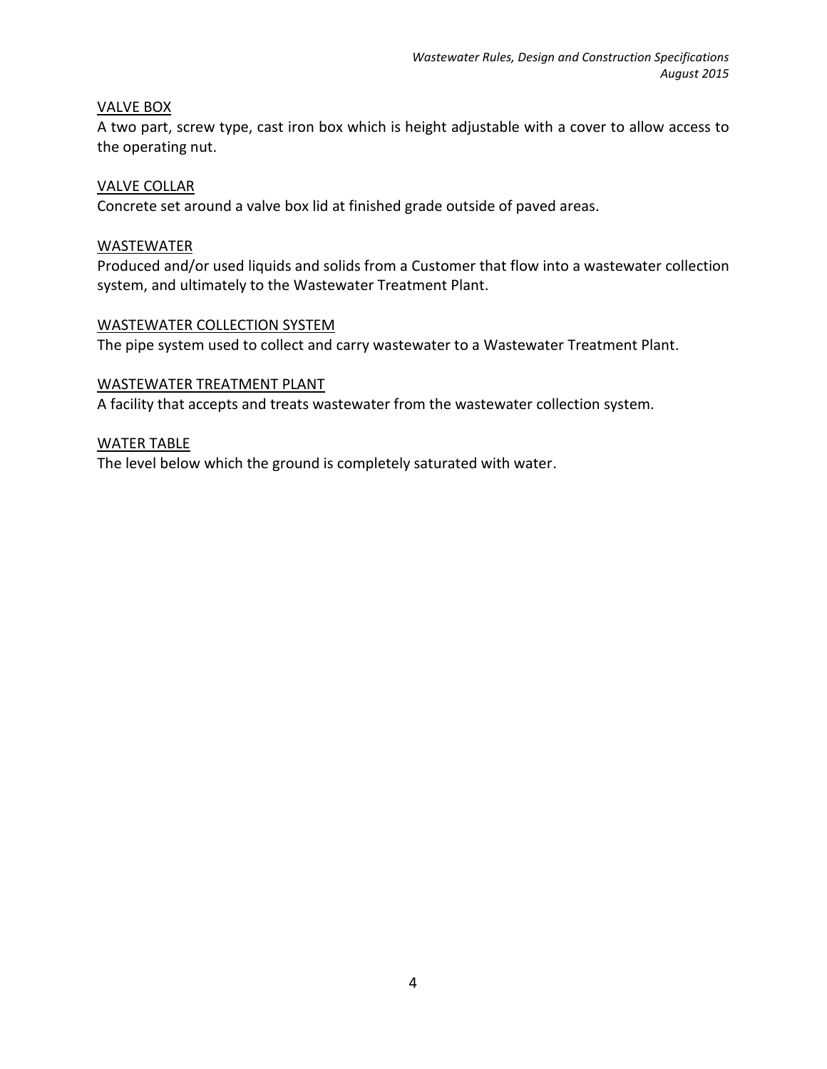VALVE BOX

A two part, screw type, cast iron box which is height adjustable with a cover to allow access to the operating nut.

VALVE COLLAR

Concrete set around a valve box lid at finished grade outside of paved areas.

WASTEWATER

Produced and/or used liquids and solids from a Customer that flow into a wastewater collection system, and ultimately to the Wastewater Treatment Plant.

WASTEWATER COLLECTION SYSTEM

The pipe system used to collect and carry wastewater to a Wastewater Treatment Plant.

WASTEWATER TREATMENT PLANT

A facility that accepts and treats wastewater from the wastewater collection system.

WATER TABLE

The level below which the ground is completely saturated with water.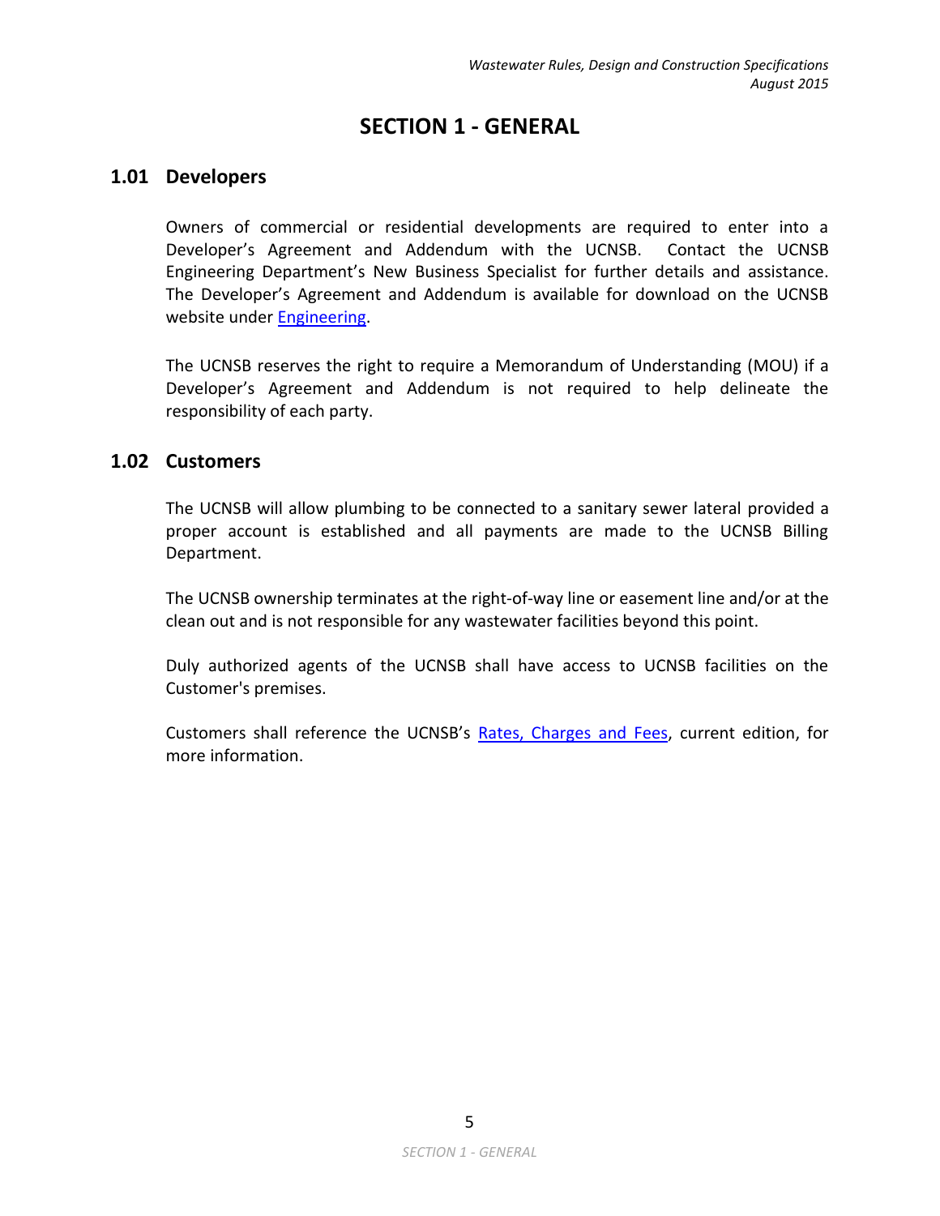# SECTION 1 - GENERAL

## 1.01 Developers

Owners of commercial or residential developments are required to enter into a Developer's Agreement and Addendum with the UCNSB. Contact the UCNSB Engineering Department's New Business Specialist for further details and assistance. The Developer's Agreement and Addendum is available for download on the UCNSB website under Engineering.

The UCNSB reserves the right to require a Memorandum of Understanding (MOU) if a Developer's Agreement and Addendum is not required to help delineate the responsibility of each party.

## 1.02 Customers

The UCNSB will allow plumbing to be connected to a sanitary sewer lateral provided a proper account is established and all payments are made to the UCNSB Billing Department.

The UCNSB ownership terminates at the right-of-way line or easement line and/or at the clean out and is not responsible for any wastewater facilities beyond this point.

Duly authorized agents of the UCNSB shall have access to UCNSB facilities on the Customer's premises.

Customers shall reference the UCNSB's Rates, Charges and Fees, current edition, for more information.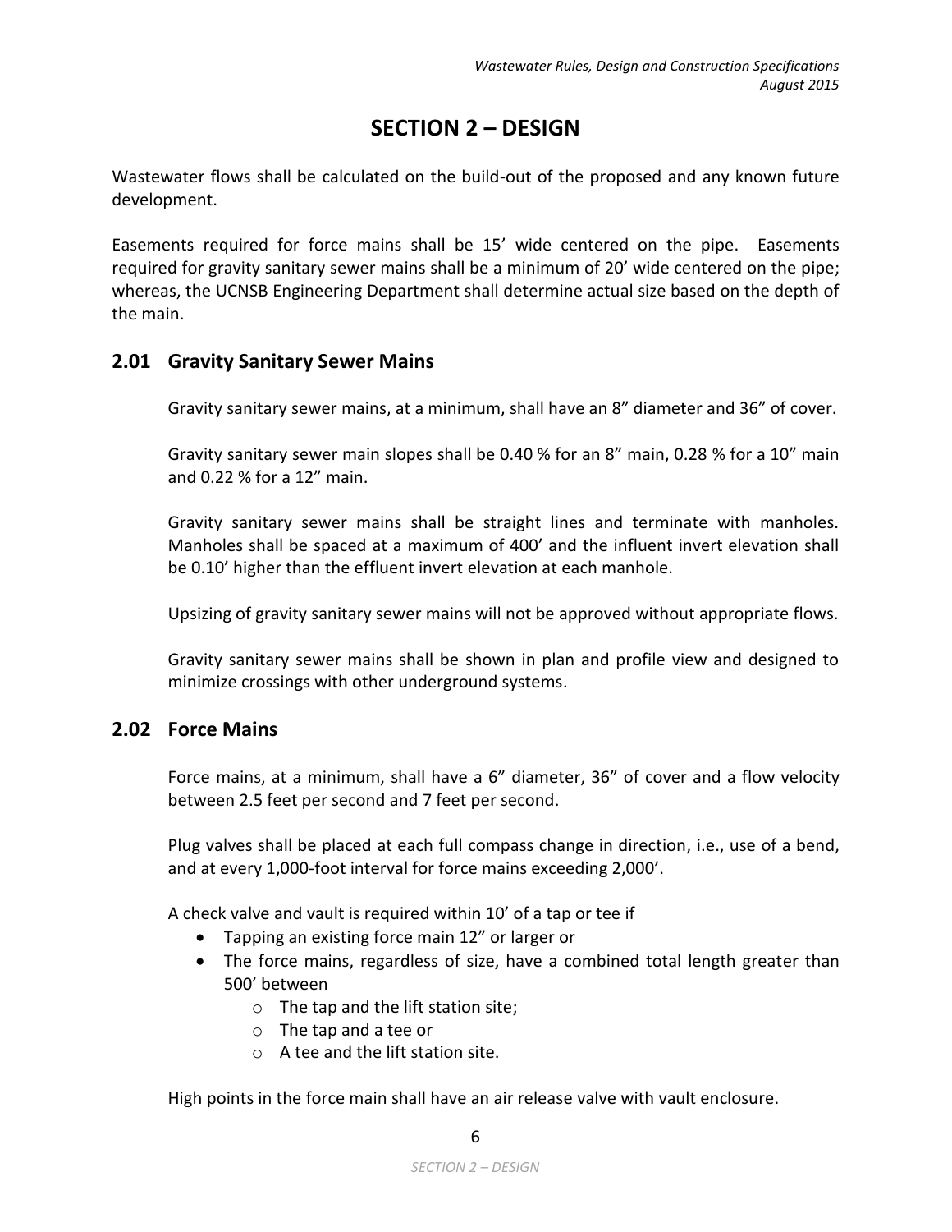# SECTION 2 – DESIGN

Wastewater flows shall be calculated on the build-out of the proposed and any known future development.

Easements required for force mains shall be 15' wide centered on the pipe. Easements required for gravity sanitary sewer mains shall be a minimum of 20' wide centered on the pipe; whereas, the UCNSB Engineering Department shall determine actual size based on the depth of the main.

## 2.01 Gravity Sanitary Sewer Mains

Gravity sanitary sewer mains, at a minimum, shall have an 8" diameter and 36" of cover.

Gravity sanitary sewer main slopes shall be 0.40 % for an 8" main, 0.28 % for a 10" main and 0.22 % for a 12" main.

Gravity sanitary sewer mains shall be straight lines and terminate with manholes. Manholes shall be spaced at a maximum of 400' and the influent invert elevation shall be 0.10' higher than the effluent invert elevation at each manhole.

Upsizing of gravity sanitary sewer mains will not be approved without appropriate flows.

Gravity sanitary sewer mains shall be shown in plan and profile view and designed to minimize crossings with other underground systems.

## 2.02 Force Mains

Force mains, at a minimum, shall have a 6" diameter, 36" of cover and a flow velocity between 2.5 feet per second and 7 feet per second.

Plug valves shall be placed at each full compass change in direction, i.e., use of a bend, and at every 1,000-foot interval for force mains exceeding 2,000'.

A check valve and vault is required within 10' of a tap or tee if

- Tapping an existing force main 12" or larger or
- The force mains, regardless of size, have a combined total length greater than 500' between
  - The tap and the lift station site;
  - The tap and a tee or
  - A tee and the lift station site.

High points in the force main shall have an air release valve with vault enclosure.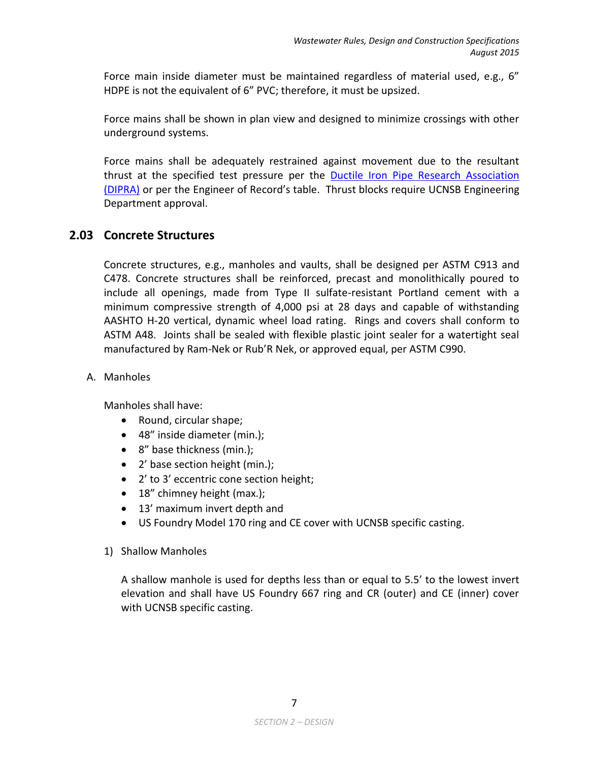Force main inside diameter must be maintained regardless of material used, e.g., 6" HDPE is not the equivalent of 6" PVC; therefore, it must be upsized.

Force mains shall be shown in plan view and designed to minimize crossings with other underground systems.

Force mains shall be adequately restrained against movement due to the resultant thrust at the specified test pressure per the Ductile Iron Pipe Research Association (DIPRA) or per the Engineer of Record's table. Thrust blocks require UCNSB Engineering Department approval.

## 2.03 Concrete Structures

Concrete structures, e.g., manholes and vaults, shall be designed per ASTM C913 and C478. Concrete structures shall be reinforced, precast and monolithically poured to include all openings, made from Type II sulfate-resistant Portland cement with a minimum compressive strength of 4,000 psi at 28 days and capable of withstanding AASHTO H-20 vertical, dynamic wheel load rating. Rings and covers shall conform to ASTM A48. Joints shall be sealed with flexible plastic joint sealer for a watertight seal manufactured by Ram-Nek or Rub'R Nek, or approved equal, per ASTM C990.

A. Manholes

Manholes shall have:

- Round, circular shape;
- 48" inside diameter (min.);
- 8" base thickness (min.);
- 2' base section height (min.);
- 2' to 3' eccentric cone section height;
- 18" chimney height (max.);
- 13' maximum invert depth and
- US Foundry Model 170 ring and CE cover with UCNSB specific casting.

1) Shallow Manholes

A shallow manhole is used for depths less than or equal to 5.5' to the lowest invert elevation and shall have US Foundry 667 ring and CR (outer) and CE (inner) cover with UCNSB specific casting.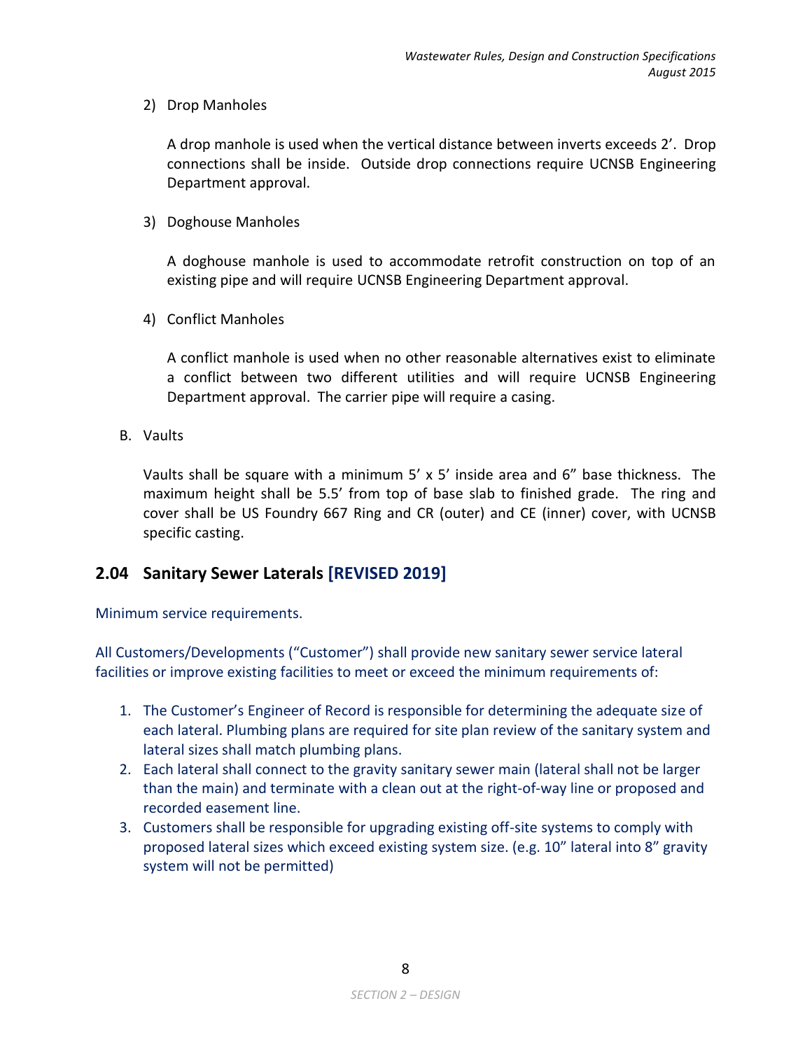2) Drop Manholes

A drop manhole is used when the vertical distance between inverts exceeds 2'. Drop connections shall be inside. Outside drop connections require UCNSB Engineering Department approval.

3) Doghouse Manholes

A doghouse manhole is used to accommodate retrofit construction on top of an existing pipe and will require UCNSB Engineering Department approval.

4) Conflict Manholes

A conflict manhole is used when no other reasonable alternatives exist to eliminate a conflict between two different utilities and will require UCNSB Engineering Department approval. The carrier pipe will require a casing.

B. Vaults

Vaults shall be square with a minimum 5' x 5' inside area and 6" base thickness. The maximum height shall be 5.5' from top of base slab to finished grade. The ring and cover shall be US Foundry 667 Ring and CR (outer) and CE (inner) cover, with UCNSB specific casting.

## 2.04 Sanitary Sewer Laterals [REVISED 2019]

Minimum service requirements.

All Customers/Developments ("Customer") shall provide new sanitary sewer service lateral facilities or improve existing facilities to meet or exceed the minimum requirements of:

1. The Customer's Engineer of Record is responsible for determining the adequate size of each lateral. Plumbing plans are required for site plan review of the sanitary system and lateral sizes shall match plumbing plans.
2. Each lateral shall connect to the gravity sanitary sewer main (lateral shall not be larger than the main) and terminate with a clean out at the right-of-way line or proposed and recorded easement line.
3. Customers shall be responsible for upgrading existing off-site systems to comply with proposed lateral sizes which exceed existing system size. (e.g. 10" lateral into 8" gravity system will not be permitted)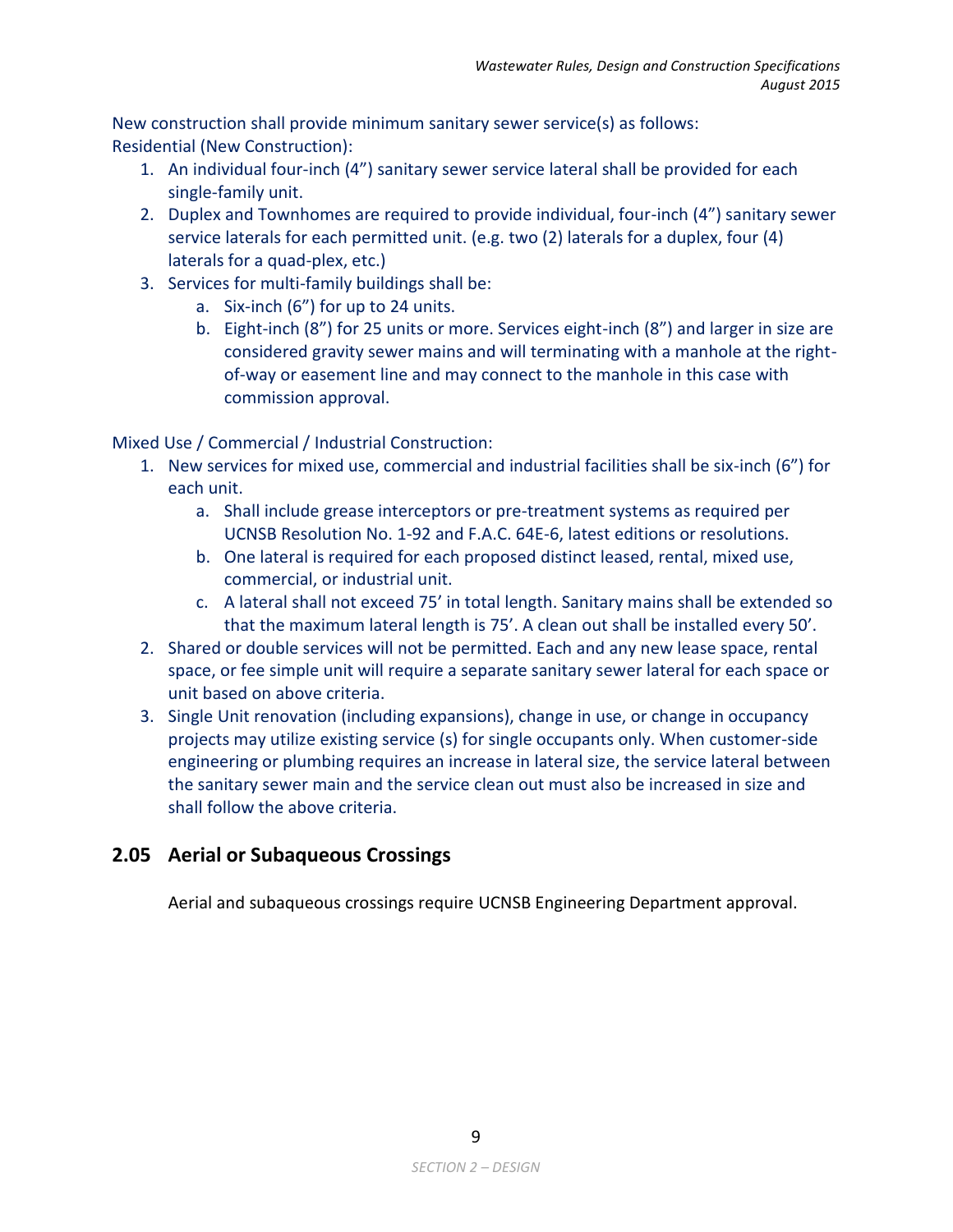New construction shall provide minimum sanitary sewer service(s) as follows:
Residential (New Construction):

1. An individual four-inch (4") sanitary sewer service lateral shall be provided for each single-family unit.
2. Duplex and Townhomes are required to provide individual, four-inch (4") sanitary sewer service laterals for each permitted unit. (e.g. two (2) laterals for a duplex, four (4) laterals for a quad-plex, etc.)
3. Services for multi-family buildings shall be:
   a. Six-inch (6") for up to 24 units.
   b. Eight-inch (8") for 25 units or more. Services eight-inch (8") and larger in size are considered gravity sewer mains and will terminating with a manhole at the right-of-way or easement line and may connect to the manhole in this case with commission approval.

Mixed Use / Commercial / Industrial Construction:

1. New services for mixed use, commercial and industrial facilities shall be six-inch (6") for each unit.
   a. Shall include grease interceptors or pre-treatment systems as required per UCNSB Resolution No. 1-92 and F.A.C. 64E-6, latest editions or resolutions.
   b. One lateral is required for each proposed distinct leased, rental, mixed use, commercial, or industrial unit.
   c. A lateral shall not exceed 75' in total length. Sanitary mains shall be extended so that the maximum lateral length is 75'. A clean out shall be installed every 50'.
2. Shared or double services will not be permitted. Each and any new lease space, rental space, or fee simple unit will require a separate sanitary sewer lateral for each space or unit based on above criteria.
3. Single Unit renovation (including expansions), change in use, or change in occupancy projects may utilize existing service (s) for single occupants only. When customer-side engineering or plumbing requires an increase in lateral size, the service lateral between the sanitary sewer main and the service clean out must also be increased in size and shall follow the above criteria.

## 2.05 Aerial or Subaqueous Crossings

Aerial and subaqueous crossings require UCNSB Engineering Department approval.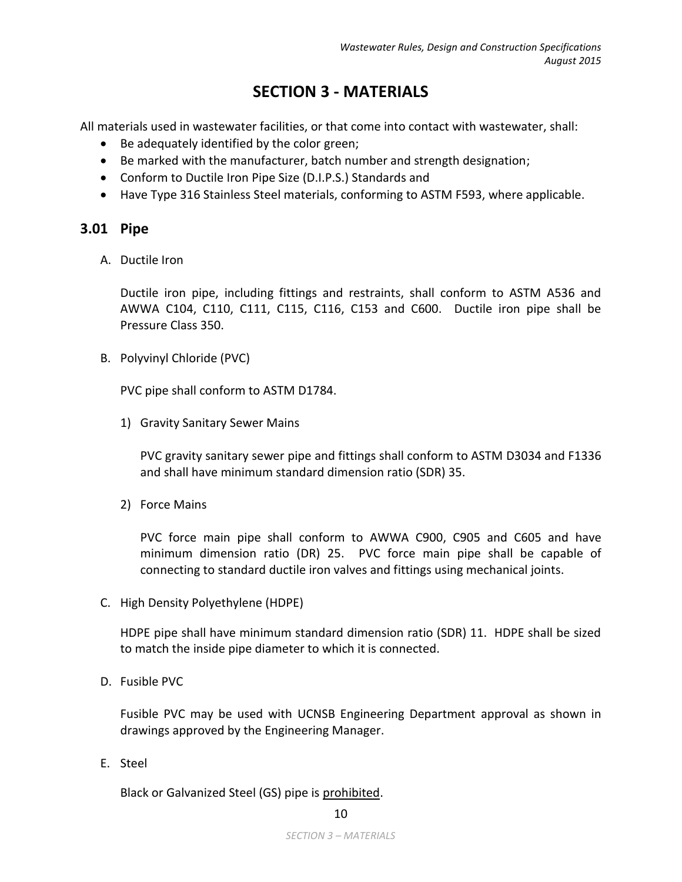# SECTION 3 - MATERIALS

All materials used in wastewater facilities, or that come into contact with wastewater, shall:

- Be adequately identified by the color green;
- Be marked with the manufacturer, batch number and strength designation;
- Conform to Ductile Iron Pipe Size (D.I.P.S.) Standards and
- Have Type 316 Stainless Steel materials, conforming to ASTM F593, where applicable.

## 3.01 Pipe

A. Ductile Iron

Ductile iron pipe, including fittings and restraints, shall conform to ASTM A536 and AWWA C104, C110, C111, C115, C116, C153 and C600. Ductile iron pipe shall be Pressure Class 350.

B. Polyvinyl Chloride (PVC)

PVC pipe shall conform to ASTM D1784.

1) Gravity Sanitary Sewer Mains

PVC gravity sanitary sewer pipe and fittings shall conform to ASTM D3034 and F1336 and shall have minimum standard dimension ratio (SDR) 35.

2) Force Mains

PVC force main pipe shall conform to AWWA C900, C905 and C605 and have minimum dimension ratio (DR) 25. PVC force main pipe shall be capable of connecting to standard ductile iron valves and fittings using mechanical joints.

C. High Density Polyethylene (HDPE)

HDPE pipe shall have minimum standard dimension ratio (SDR) 11. HDPE shall be sized to match the inside pipe diameter to which it is connected.

D. Fusible PVC

Fusible PVC may be used with UCNSB Engineering Department approval as shown in drawings approved by the Engineering Manager.

E. Steel

Black or Galvanized Steel (GS) pipe is <u>prohibited</u>.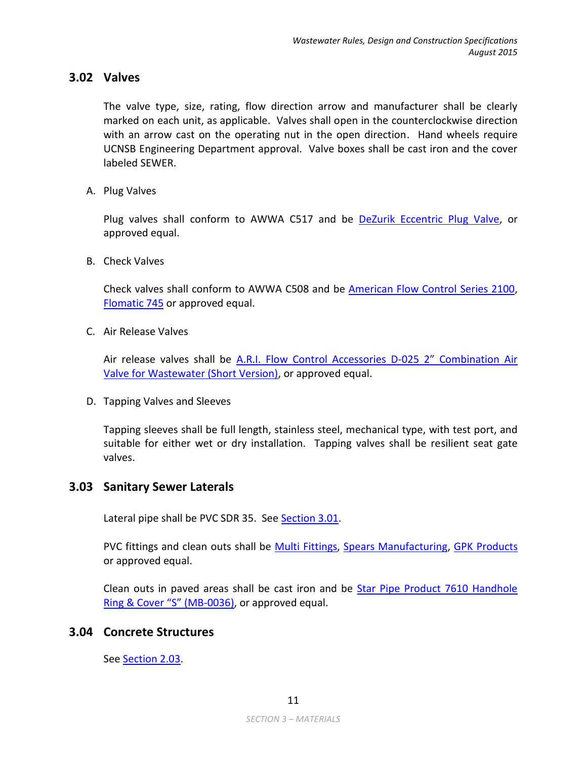## 3.02 Valves

The valve type, size, rating, flow direction arrow and manufacturer shall be clearly marked on each unit, as applicable. Valves shall open in the counterclockwise direction with an arrow cast on the operating nut in the open direction. Hand wheels require UCNSB Engineering Department approval. Valve boxes shall be cast iron and the cover labeled SEWER.

A. Plug Valves

Plug valves shall conform to AWWA C517 and be DeZurik Eccentric Plug Valve, or approved equal.

B. Check Valves

Check valves shall conform to AWWA C508 and be American Flow Control Series 2100, Flomatic 745 or approved equal.

C. Air Release Valves

Air release valves shall be A.R.I. Flow Control Accessories D-025 2" Combination Air Valve for Wastewater (Short Version), or approved equal.

D. Tapping Valves and Sleeves

Tapping sleeves shall be full length, stainless steel, mechanical type, with test port, and suitable for either wet or dry installation. Tapping valves shall be resilient seat gate valves.

## 3.03 Sanitary Sewer Laterals

Lateral pipe shall be PVC SDR 35. See Section 3.01.

PVC fittings and clean outs shall be Multi Fittings, Spears Manufacturing, GPK Products or approved equal.

Clean outs in paved areas shall be cast iron and be Star Pipe Product 7610 Handhole Ring & Cover "S" (MB-0036), or approved equal.

## 3.04 Concrete Structures

See Section 2.03.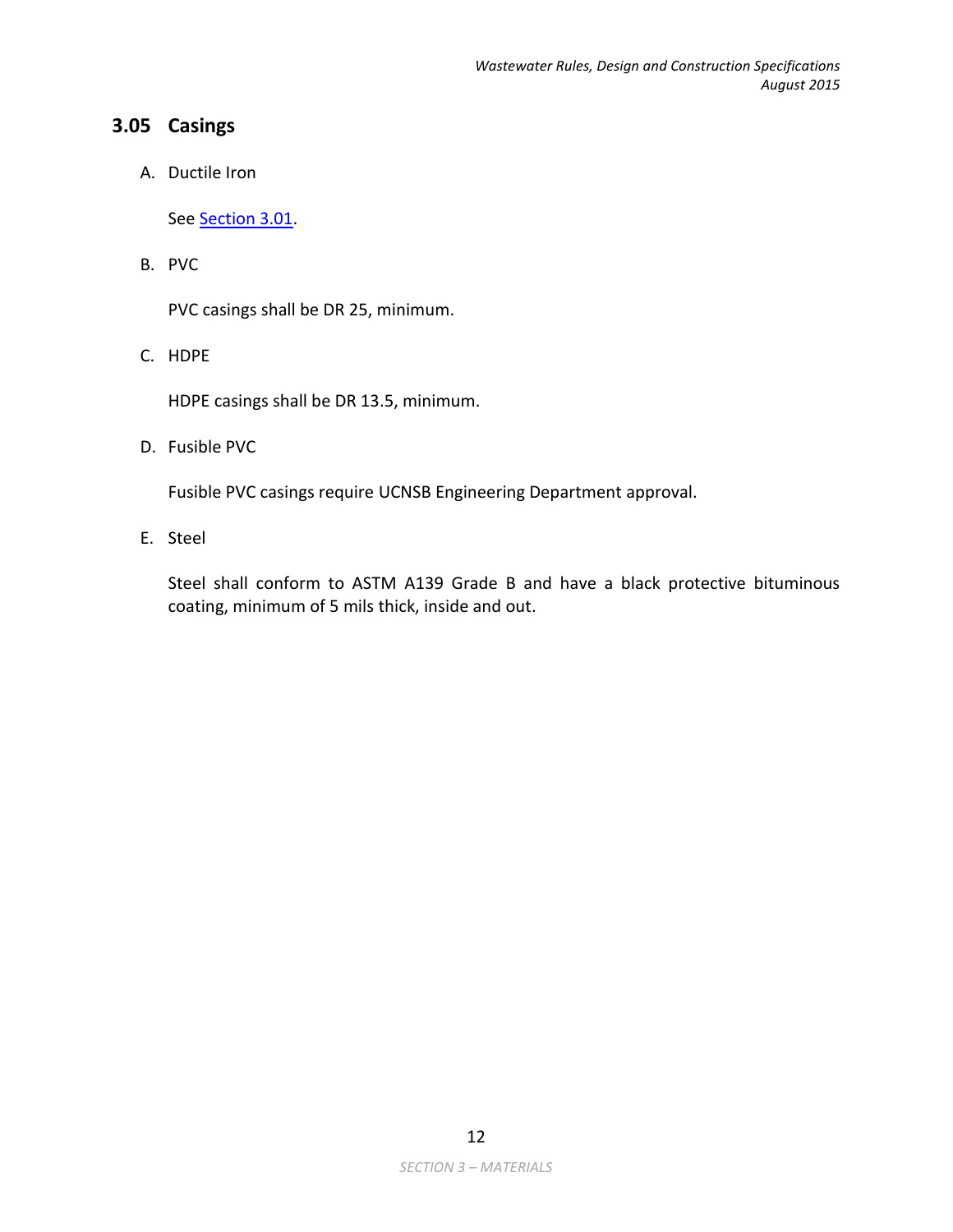## 3.05 Casings

A. Ductile Iron

See [Section 3.01](#).

B. PVC

PVC casings shall be DR 25, minimum.

C. HDPE

HDPE casings shall be DR 13.5, minimum.

D. Fusible PVC

Fusible PVC casings require UCNSB Engineering Department approval.

E. Steel

Steel shall conform to ASTM A139 Grade B and have a black protective bituminous coating, minimum of 5 mils thick, inside and out.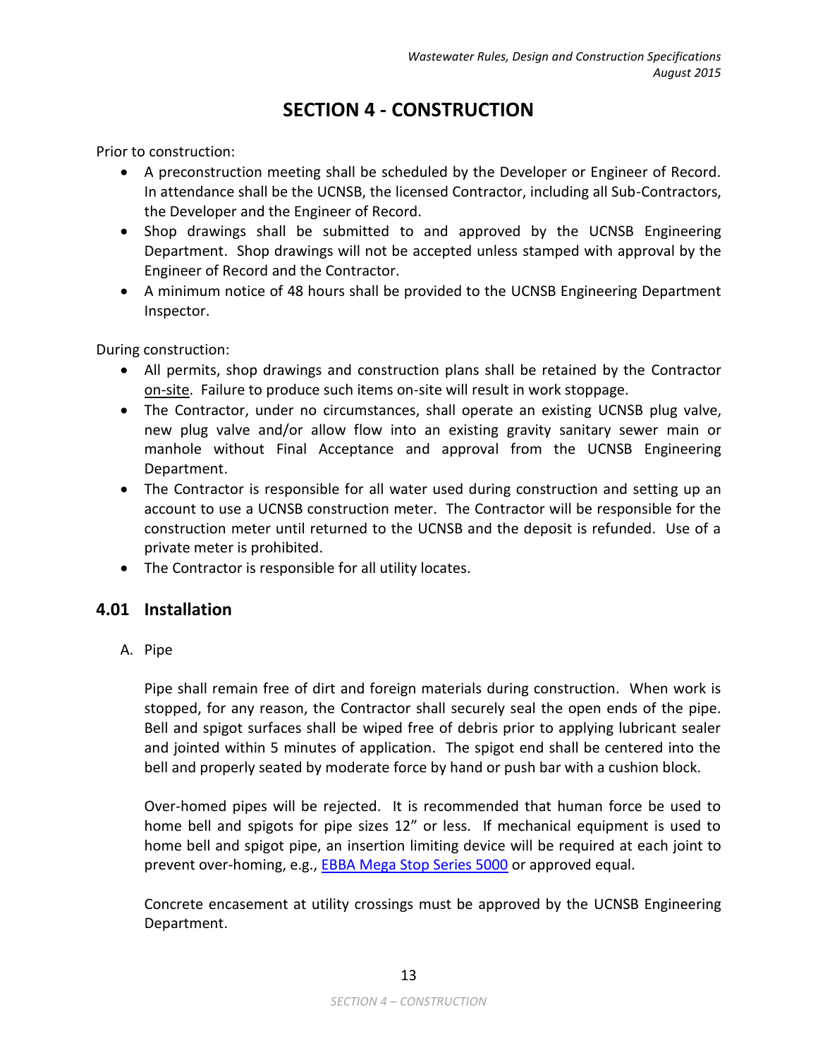# SECTION 4 - CONSTRUCTION

Prior to construction:

- A preconstruction meeting shall be scheduled by the Developer or Engineer of Record. In attendance shall be the UCNSB, the licensed Contractor, including all Sub-Contractors, the Developer and the Engineer of Record.
- Shop drawings shall be submitted to and approved by the UCNSB Engineering Department. Shop drawings will not be accepted unless stamped with approval by the Engineer of Record and the Contractor.
- A minimum notice of 48 hours shall be provided to the UCNSB Engineering Department Inspector.

During construction:

- All permits, shop drawings and construction plans shall be retained by the Contractor on-site. Failure to produce such items on-site will result in work stoppage.
- The Contractor, under no circumstances, shall operate an existing UCNSB plug valve, new plug valve and/or allow flow into an existing gravity sanitary sewer main or manhole without Final Acceptance and approval from the UCNSB Engineering Department.
- The Contractor is responsible for all water used during construction and setting up an account to use a UCNSB construction meter. The Contractor will be responsible for the construction meter until returned to the UCNSB and the deposit is refunded. Use of a private meter is prohibited.
- The Contractor is responsible for all utility locates.

## 4.01 Installation

A. Pipe

Pipe shall remain free of dirt and foreign materials during construction. When work is stopped, for any reason, the Contractor shall securely seal the open ends of the pipe. Bell and spigot surfaces shall be wiped free of debris prior to applying lubricant sealer and jointed within 5 minutes of application. The spigot end shall be centered into the bell and properly seated by moderate force by hand or push bar with a cushion block.

Over-homed pipes will be rejected. It is recommended that human force be used to home bell and spigots for pipe sizes 12" or less. If mechanical equipment is used to home bell and spigot pipe, an insertion limiting device will be required at each joint to prevent over-homing, e.g., EBBA Mega Stop Series 5000 or approved equal.

Concrete encasement at utility crossings must be approved by the UCNSB Engineering Department.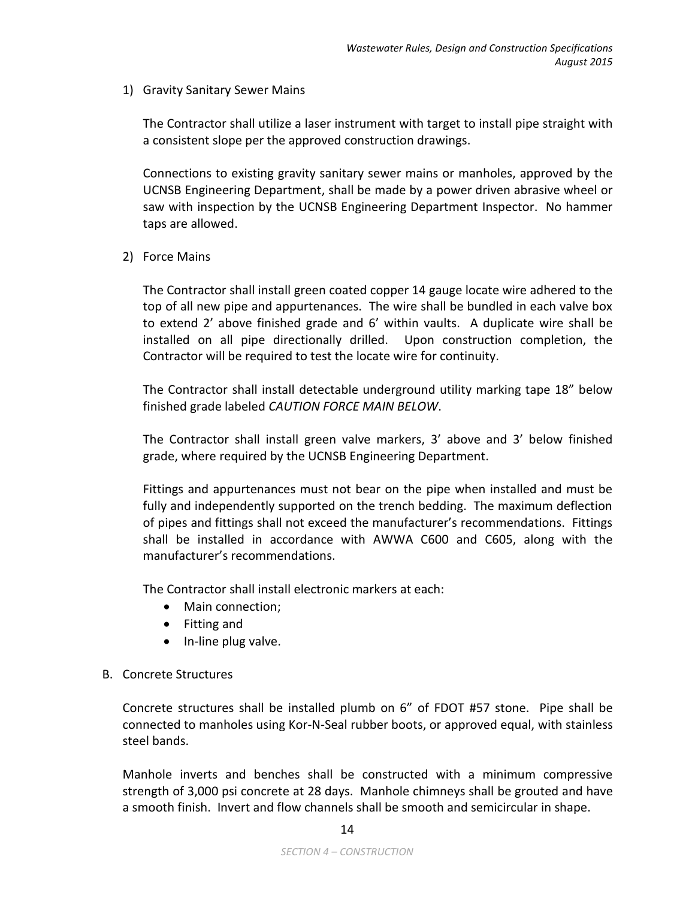1) Gravity Sanitary Sewer Mains

   The Contractor shall utilize a laser instrument with target to install pipe straight with a consistent slope per the approved construction drawings.

   Connections to existing gravity sanitary sewer mains or manholes, approved by the UCNSB Engineering Department, shall be made by a power driven abrasive wheel or saw with inspection by the UCNSB Engineering Department Inspector. No hammer taps are allowed.

2) Force Mains

   The Contractor shall install green coated copper 14 gauge locate wire adhered to the top of all new pipe and appurtenances. The wire shall be bundled in each valve box to extend 2' above finished grade and 6' within vaults. A duplicate wire shall be installed on all pipe directionally drilled. Upon construction completion, the Contractor will be required to test the locate wire for continuity.

   The Contractor shall install detectable underground utility marking tape 18" below finished grade labeled *CAUTION FORCE MAIN BELOW*.

   The Contractor shall install green valve markers, 3' above and 3' below finished grade, where required by the UCNSB Engineering Department.

   Fittings and appurtenances must not bear on the pipe when installed and must be fully and independently supported on the trench bedding. The maximum deflection of pipes and fittings shall not exceed the manufacturer's recommendations. Fittings shall be installed in accordance with AWWA C600 and C605, along with the manufacturer's recommendations.

   The Contractor shall install electronic markers at each:
   - Main connection;
   - Fitting and
   - In-line plug valve.

B. Concrete Structures

Concrete structures shall be installed plumb on 6" of FDOT #57 stone. Pipe shall be connected to manholes using Kor-N-Seal rubber boots, or approved equal, with stainless steel bands.

Manhole inverts and benches shall be constructed with a minimum compressive strength of 3,000 psi concrete at 28 days. Manhole chimneys shall be grouted and have a smooth finish. Invert and flow channels shall be smooth and semicircular in shape.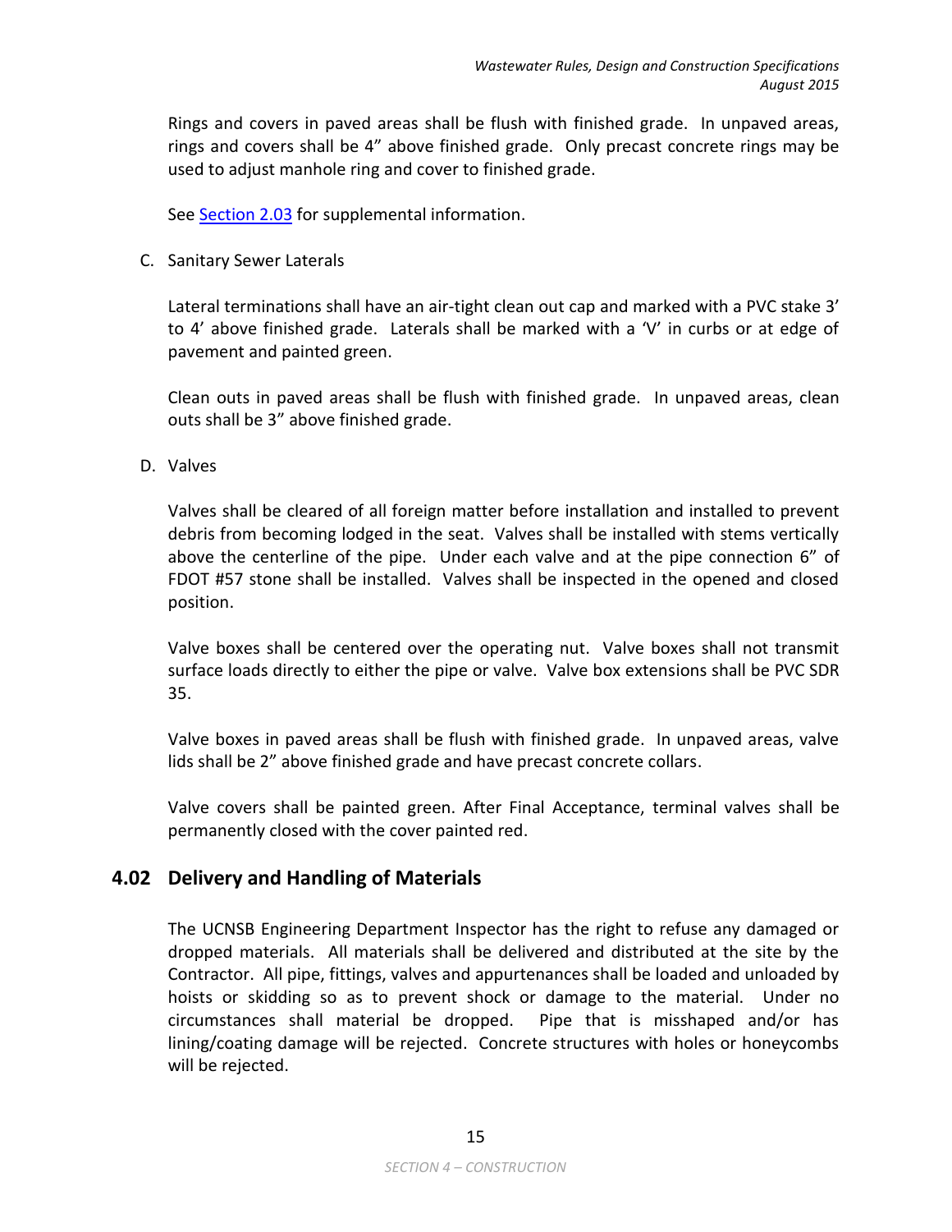Rings and covers in paved areas shall be flush with finished grade. In unpaved areas, rings and covers shall be 4" above finished grade. Only precast concrete rings may be used to adjust manhole ring and cover to finished grade.

See Section 2.03 for supplemental information.

C. Sanitary Sewer Laterals

Lateral terminations shall have an air-tight clean out cap and marked with a PVC stake 3' to 4' above finished grade. Laterals shall be marked with a 'V' in curbs or at edge of pavement and painted green.

Clean outs in paved areas shall be flush with finished grade. In unpaved areas, clean outs shall be 3" above finished grade.

D. Valves

Valves shall be cleared of all foreign matter before installation and installed to prevent debris from becoming lodged in the seat. Valves shall be installed with stems vertically above the centerline of the pipe. Under each valve and at the pipe connection 6" of FDOT #57 stone shall be installed. Valves shall be inspected in the opened and closed position.

Valve boxes shall be centered over the operating nut. Valve boxes shall not transmit surface loads directly to either the pipe or valve. Valve box extensions shall be PVC SDR 35.

Valve boxes in paved areas shall be flush with finished grade. In unpaved areas, valve lids shall be 2" above finished grade and have precast concrete collars.

Valve covers shall be painted green. After Final Acceptance, terminal valves shall be permanently closed with the cover painted red.

## 4.02 Delivery and Handling of Materials

The UCNSB Engineering Department Inspector has the right to refuse any damaged or dropped materials. All materials shall be delivered and distributed at the site by the Contractor. All pipe, fittings, valves and appurtenances shall be loaded and unloaded by hoists or skidding so as to prevent shock or damage to the material. Under no circumstances shall material be dropped. Pipe that is misshaped and/or has lining/coating damage will be rejected. Concrete structures with holes or honeycombs will be rejected.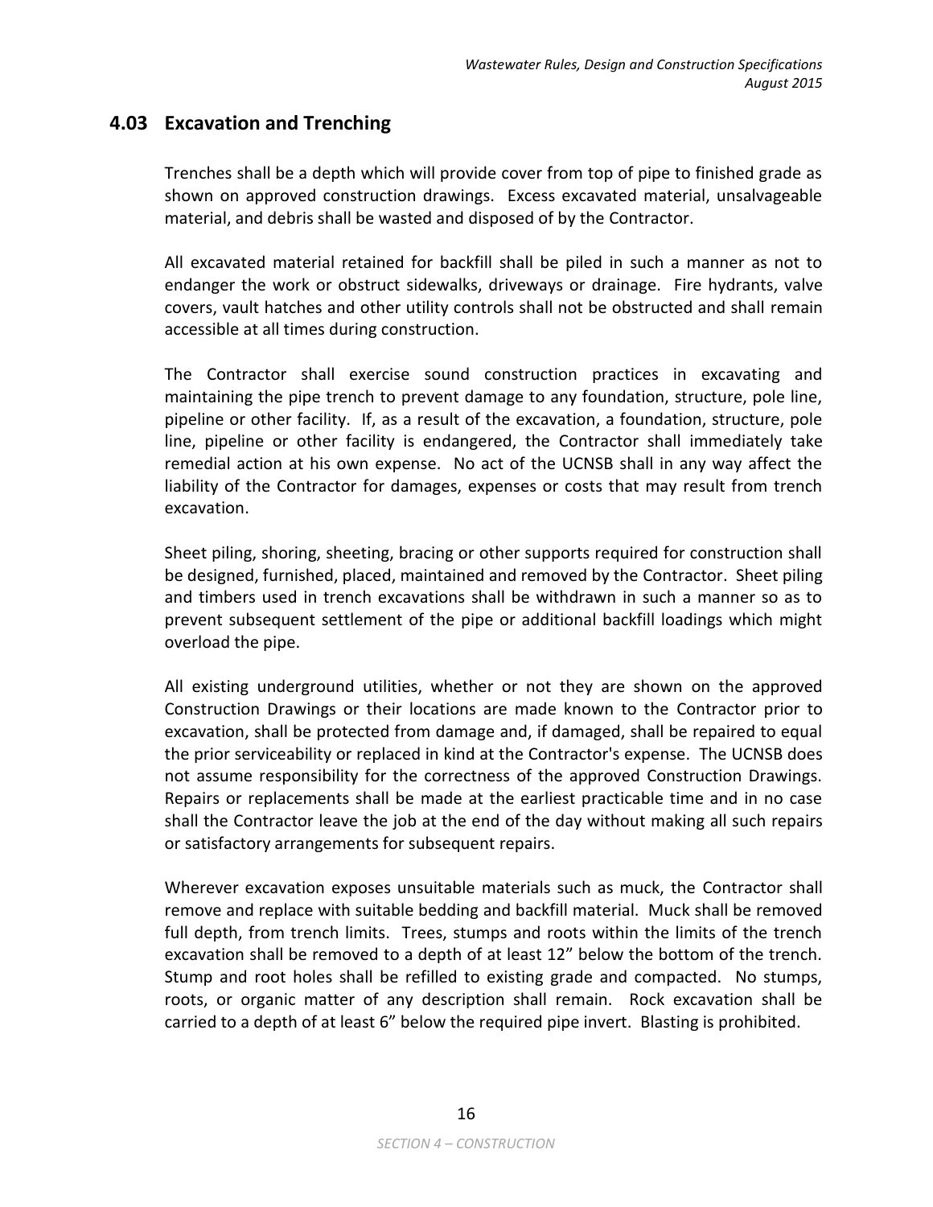## 4.03 Excavation and Trenching

Trenches shall be a depth which will provide cover from top of pipe to finished grade as shown on approved construction drawings. Excess excavated material, unsalvageable material, and debris shall be wasted and disposed of by the Contractor.

All excavated material retained for backfill shall be piled in such a manner as not to endanger the work or obstruct sidewalks, driveways or drainage. Fire hydrants, valve covers, vault hatches and other utility controls shall not be obstructed and shall remain accessible at all times during construction.

The Contractor shall exercise sound construction practices in excavating and maintaining the pipe trench to prevent damage to any foundation, structure, pole line, pipeline or other facility. If, as a result of the excavation, a foundation, structure, pole line, pipeline or other facility is endangered, the Contractor shall immediately take remedial action at his own expense. No act of the UCNSB shall in any way affect the liability of the Contractor for damages, expenses or costs that may result from trench excavation.

Sheet piling, shoring, sheeting, bracing or other supports required for construction shall be designed, furnished, placed, maintained and removed by the Contractor. Sheet piling and timbers used in trench excavations shall be withdrawn in such a manner so as to prevent subsequent settlement of the pipe or additional backfill loadings which might overload the pipe.

All existing underground utilities, whether or not they are shown on the approved Construction Drawings or their locations are made known to the Contractor prior to excavation, shall be protected from damage and, if damaged, shall be repaired to equal the prior serviceability or replaced in kind at the Contractor's expense. The UCNSB does not assume responsibility for the correctness of the approved Construction Drawings. Repairs or replacements shall be made at the earliest practicable time and in no case shall the Contractor leave the job at the end of the day without making all such repairs or satisfactory arrangements for subsequent repairs.

Wherever excavation exposes unsuitable materials such as muck, the Contractor shall remove and replace with suitable bedding and backfill material. Muck shall be removed full depth, from trench limits. Trees, stumps and roots within the limits of the trench excavation shall be removed to a depth of at least 12" below the bottom of the trench. Stump and root holes shall be refilled to existing grade and compacted. No stumps, roots, or organic matter of any description shall remain. Rock excavation shall be carried to a depth of at least 6" below the required pipe invert. Blasting is prohibited.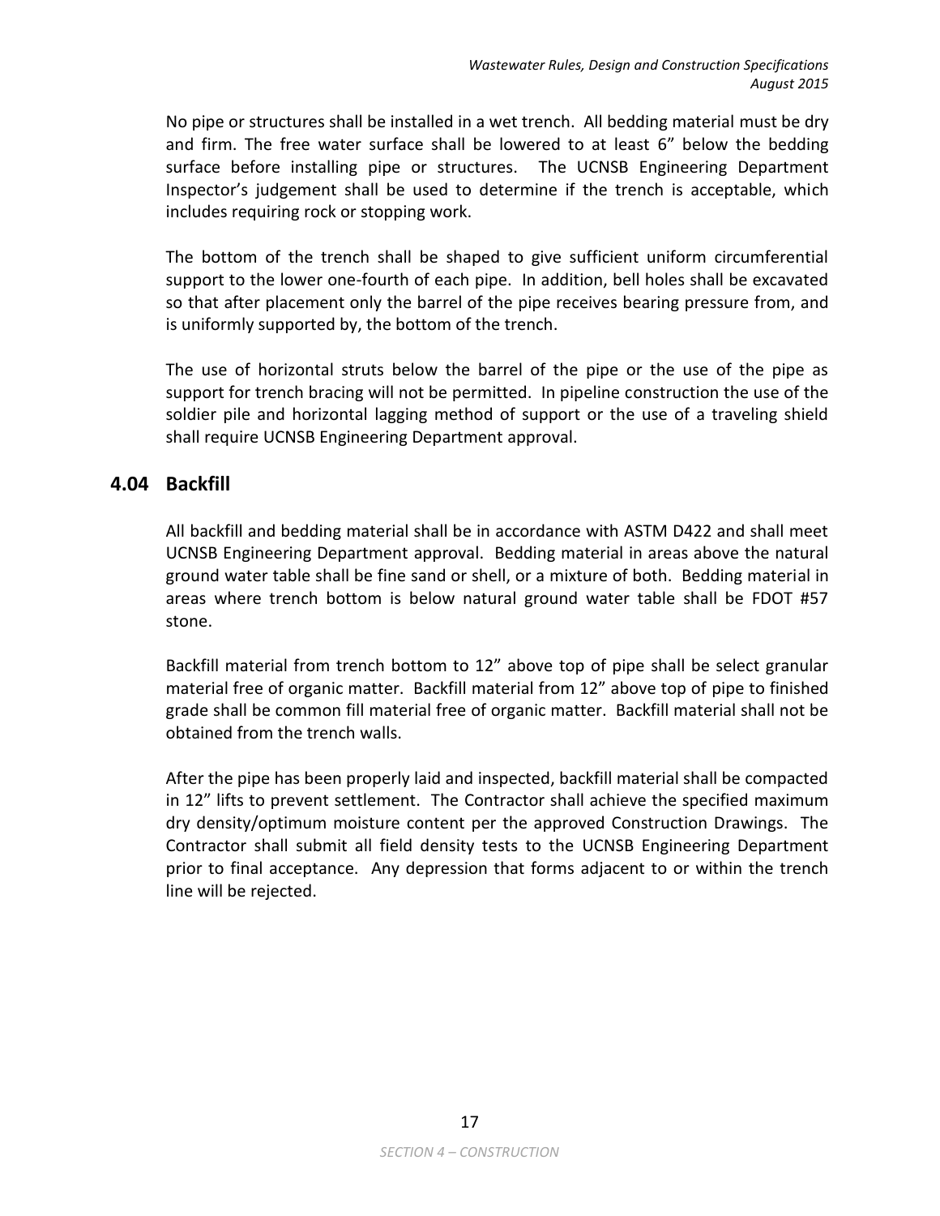No pipe or structures shall be installed in a wet trench. All bedding material must be dry and firm. The free water surface shall be lowered to at least 6" below the bedding surface before installing pipe or structures. The UCNSB Engineering Department Inspector's judgement shall be used to determine if the trench is acceptable, which includes requiring rock or stopping work.

The bottom of the trench shall be shaped to give sufficient uniform circumferential support to the lower one-fourth of each pipe. In addition, bell holes shall be excavated so that after placement only the barrel of the pipe receives bearing pressure from, and is uniformly supported by, the bottom of the trench.

The use of horizontal struts below the barrel of the pipe or the use of the pipe as support for trench bracing will not be permitted. In pipeline construction the use of the soldier pile and horizontal lagging method of support or the use of a traveling shield shall require UCNSB Engineering Department approval.

## 4.04 Backfill

All backfill and bedding material shall be in accordance with ASTM D422 and shall meet UCNSB Engineering Department approval. Bedding material in areas above the natural ground water table shall be fine sand or shell, or a mixture of both. Bedding material in areas where trench bottom is below natural ground water table shall be FDOT #57 stone.

Backfill material from trench bottom to 12" above top of pipe shall be select granular material free of organic matter. Backfill material from 12" above top of pipe to finished grade shall be common fill material free of organic matter. Backfill material shall not be obtained from the trench walls.

After the pipe has been properly laid and inspected, backfill material shall be compacted in 12" lifts to prevent settlement. The Contractor shall achieve the specified maximum dry density/optimum moisture content per the approved Construction Drawings. The Contractor shall submit all field density tests to the UCNSB Engineering Department prior to final acceptance. Any depression that forms adjacent to or within the trench line will be rejected.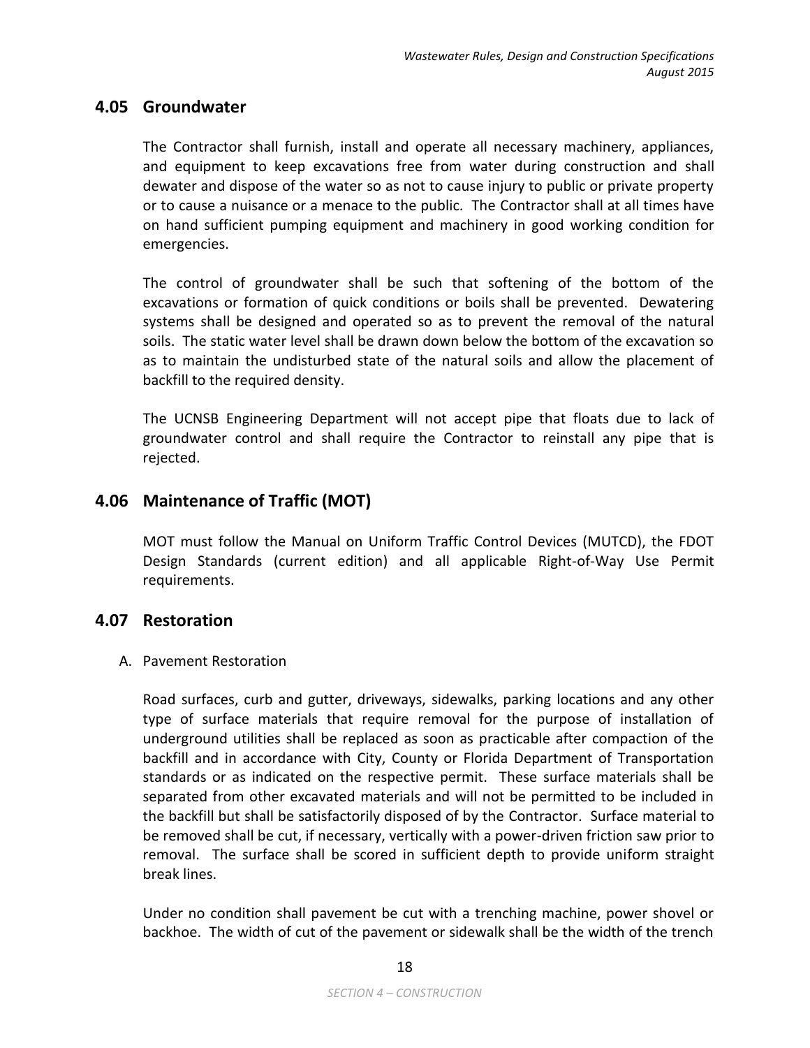## 4.05 Groundwater

The Contractor shall furnish, install and operate all necessary machinery, appliances, and equipment to keep excavations free from water during construction and shall dewater and dispose of the water so as not to cause injury to public or private property or to cause a nuisance or a menace to the public. The Contractor shall at all times have on hand sufficient pumping equipment and machinery in good working condition for emergencies.

The control of groundwater shall be such that softening of the bottom of the excavations or formation of quick conditions or boils shall be prevented. Dewatering systems shall be designed and operated so as to prevent the removal of the natural soils. The static water level shall be drawn down below the bottom of the excavation so as to maintain the undisturbed state of the natural soils and allow the placement of backfill to the required density.

The UCNSB Engineering Department will not accept pipe that floats due to lack of groundwater control and shall require the Contractor to reinstall any pipe that is rejected.

## 4.06 Maintenance of Traffic (MOT)

MOT must follow the Manual on Uniform Traffic Control Devices (MUTCD), the FDOT Design Standards (current edition) and all applicable Right-of-Way Use Permit requirements.

## 4.07 Restoration

A. Pavement Restoration

Road surfaces, curb and gutter, driveways, sidewalks, parking locations and any other type of surface materials that require removal for the purpose of installation of underground utilities shall be replaced as soon as practicable after compaction of the backfill and in accordance with City, County or Florida Department of Transportation standards or as indicated on the respective permit. These surface materials shall be separated from other excavated materials and will not be permitted to be included in the backfill but shall be satisfactorily disposed of by the Contractor. Surface material to be removed shall be cut, if necessary, vertically with a power-driven friction saw prior to removal. The surface shall be scored in sufficient depth to provide uniform straight break lines.

Under no condition shall pavement be cut with a trenching machine, power shovel or backhoe. The width of cut of the pavement or sidewalk shall be the width of the trench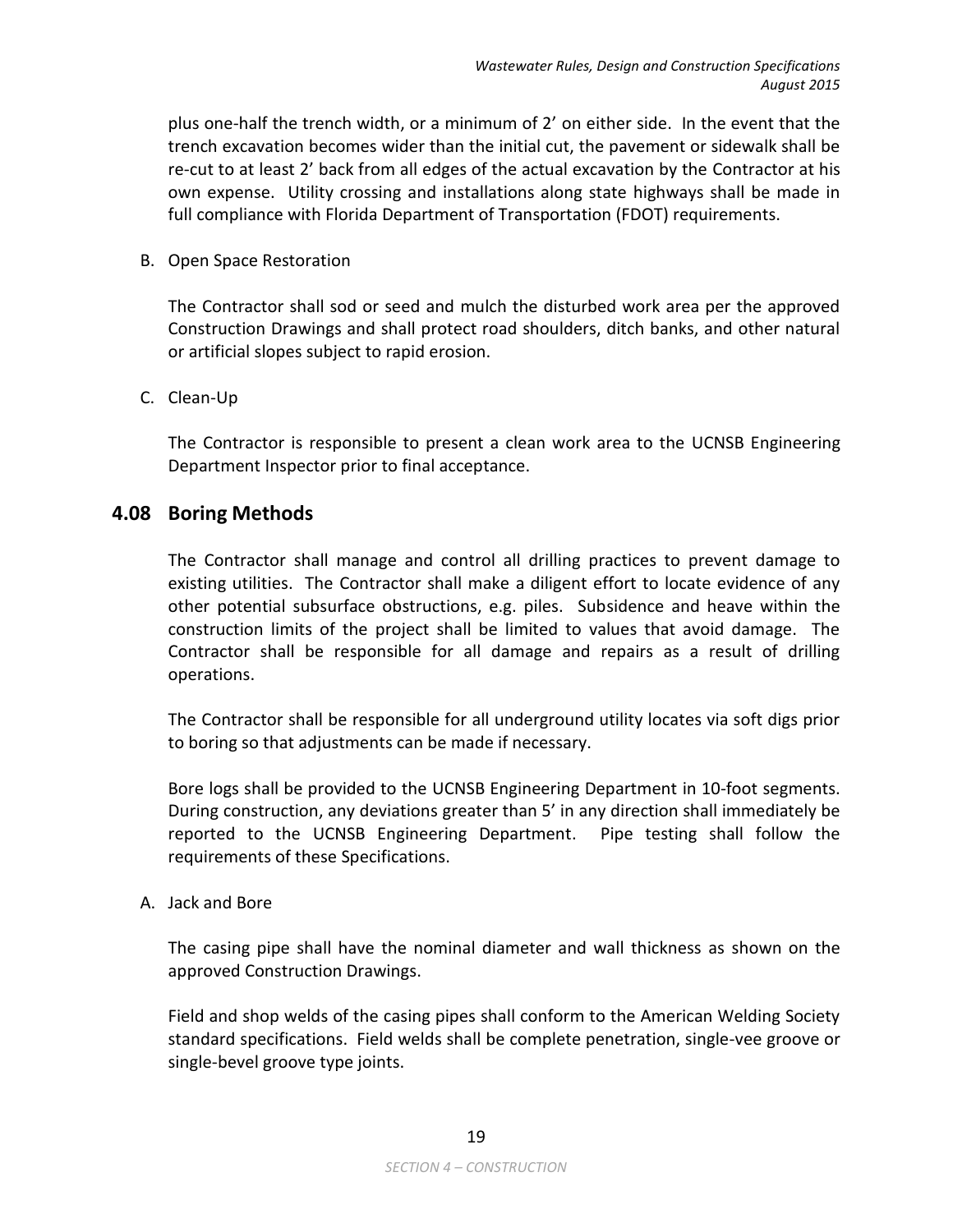plus one-half the trench width, or a minimum of 2' on either side. In the event that the trench excavation becomes wider than the initial cut, the pavement or sidewalk shall be re-cut to at least 2' back from all edges of the actual excavation by the Contractor at his own expense. Utility crossing and installations along state highways shall be made in full compliance with Florida Department of Transportation (FDOT) requirements.

B. Open Space Restoration

The Contractor shall sod or seed and mulch the disturbed work area per the approved Construction Drawings and shall protect road shoulders, ditch banks, and other natural or artificial slopes subject to rapid erosion.

C. Clean-Up

The Contractor is responsible to present a clean work area to the UCNSB Engineering Department Inspector prior to final acceptance.

## 4.08 Boring Methods

The Contractor shall manage and control all drilling practices to prevent damage to existing utilities. The Contractor shall make a diligent effort to locate evidence of any other potential subsurface obstructions, e.g. piles. Subsidence and heave within the construction limits of the project shall be limited to values that avoid damage. The Contractor shall be responsible for all damage and repairs as a result of drilling operations.

The Contractor shall be responsible for all underground utility locates via soft digs prior to boring so that adjustments can be made if necessary.

Bore logs shall be provided to the UCNSB Engineering Department in 10-foot segments. During construction, any deviations greater than 5' in any direction shall immediately be reported to the UCNSB Engineering Department. Pipe testing shall follow the requirements of these Specifications.

A. Jack and Bore

The casing pipe shall have the nominal diameter and wall thickness as shown on the approved Construction Drawings.

Field and shop welds of the casing pipes shall conform to the American Welding Society standard specifications. Field welds shall be complete penetration, single-vee groove or single-bevel groove type joints.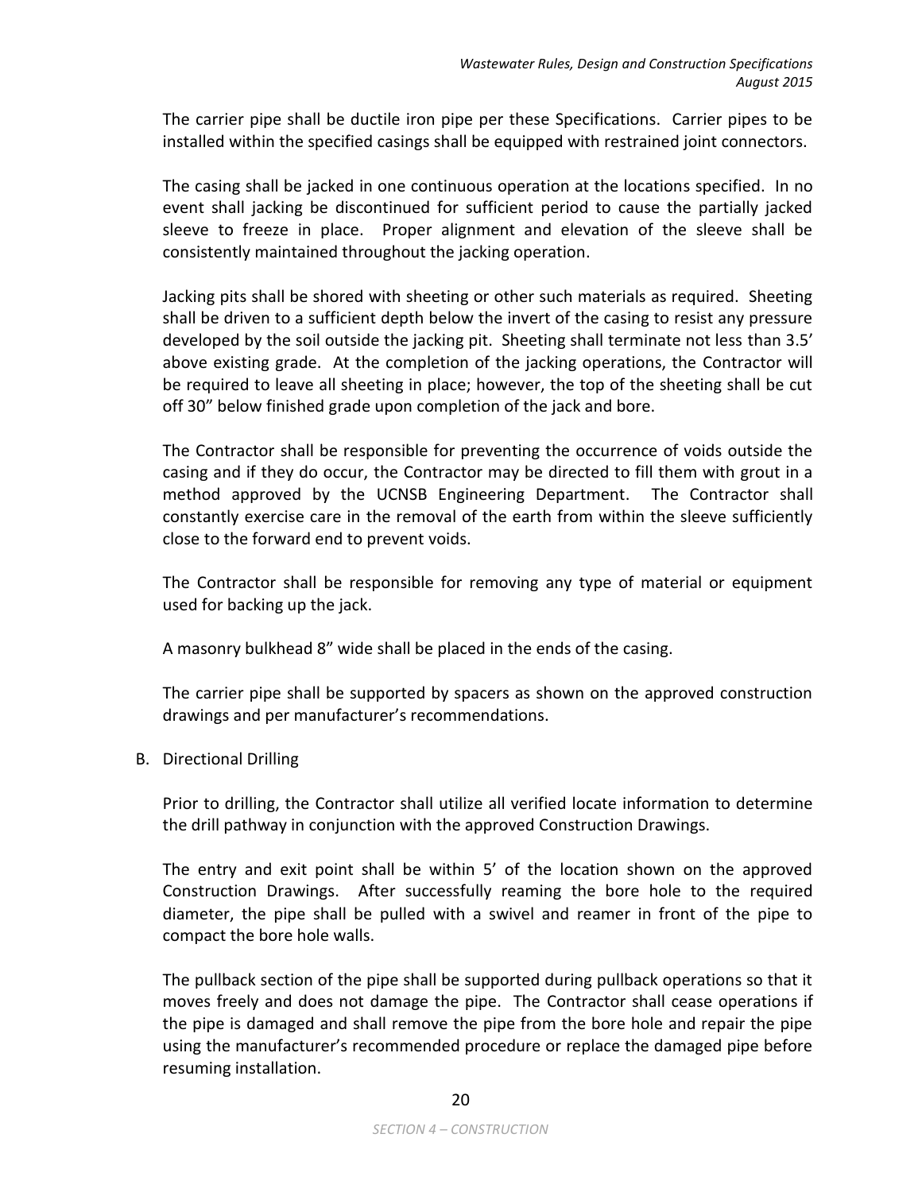The carrier pipe shall be ductile iron pipe per these Specifications. Carrier pipes to be installed within the specified casings shall be equipped with restrained joint connectors.

The casing shall be jacked in one continuous operation at the locations specified. In no event shall jacking be discontinued for sufficient period to cause the partially jacked sleeve to freeze in place. Proper alignment and elevation of the sleeve shall be consistently maintained throughout the jacking operation.

Jacking pits shall be shored with sheeting or other such materials as required. Sheeting shall be driven to a sufficient depth below the invert of the casing to resist any pressure developed by the soil outside the jacking pit. Sheeting shall terminate not less than 3.5' above existing grade. At the completion of the jacking operations, the Contractor will be required to leave all sheeting in place; however, the top of the sheeting shall be cut off 30" below finished grade upon completion of the jack and bore.

The Contractor shall be responsible for preventing the occurrence of voids outside the casing and if they do occur, the Contractor may be directed to fill them with grout in a method approved by the UCNSB Engineering Department. The Contractor shall constantly exercise care in the removal of the earth from within the sleeve sufficiently close to the forward end to prevent voids.

The Contractor shall be responsible for removing any type of material or equipment used for backing up the jack.

A masonry bulkhead 8" wide shall be placed in the ends of the casing.

The carrier pipe shall be supported by spacers as shown on the approved construction drawings and per manufacturer's recommendations.

B. Directional Drilling

Prior to drilling, the Contractor shall utilize all verified locate information to determine the drill pathway in conjunction with the approved Construction Drawings.

The entry and exit point shall be within 5' of the location shown on the approved Construction Drawings. After successfully reaming the bore hole to the required diameter, the pipe shall be pulled with a swivel and reamer in front of the pipe to compact the bore hole walls.

The pullback section of the pipe shall be supported during pullback operations so that it moves freely and does not damage the pipe. The Contractor shall cease operations if the pipe is damaged and shall remove the pipe from the bore hole and repair the pipe using the manufacturer's recommended procedure or replace the damaged pipe before resuming installation.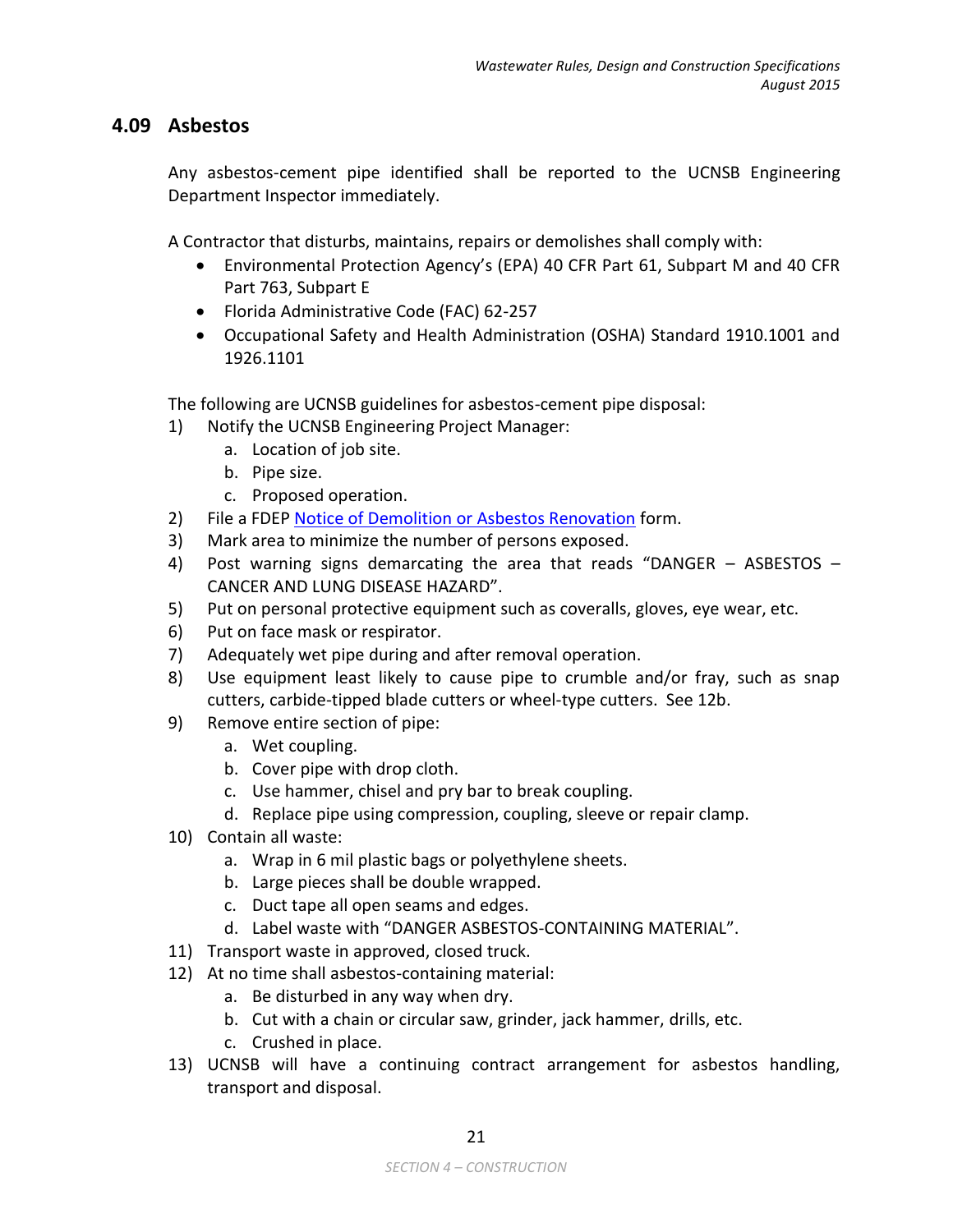## 4.09 Asbestos

Any asbestos-cement pipe identified shall be reported to the UCNSB Engineering Department Inspector immediately.

A Contractor that disturbs, maintains, repairs or demolishes shall comply with:

- Environmental Protection Agency's (EPA) 40 CFR Part 61, Subpart M and 40 CFR Part 763, Subpart E
- Florida Administrative Code (FAC) 62-257
- Occupational Safety and Health Administration (OSHA) Standard 1910.1001 and 1926.1101

The following are UCNSB guidelines for asbestos-cement pipe disposal:

1) Notify the UCNSB Engineering Project Manager:
   a. Location of job site.
   b. Pipe size.
   c. Proposed operation.
2) File a FDEP Notice of Demolition or Asbestos Renovation form.
3) Mark area to minimize the number of persons exposed.
4) Post warning signs demarcating the area that reads "DANGER – ASBESTOS – CANCER AND LUNG DISEASE HAZARD".
5) Put on personal protective equipment such as coveralls, gloves, eye wear, etc.
6) Put on face mask or respirator.
7) Adequately wet pipe during and after removal operation.
8) Use equipment least likely to cause pipe to crumble and/or fray, such as snap cutters, carbide-tipped blade cutters or wheel-type cutters. See 12b.
9) Remove entire section of pipe:
   a. Wet coupling.
   b. Cover pipe with drop cloth.
   c. Use hammer, chisel and pry bar to break coupling.
   d. Replace pipe using compression, coupling, sleeve or repair clamp.
10) Contain all waste:
    a. Wrap in 6 mil plastic bags or polyethylene sheets.
    b. Large pieces shall be double wrapped.
    c. Duct tape all open seams and edges.
    d. Label waste with "DANGER ASBESTOS-CONTAINING MATERIAL".
11) Transport waste in approved, closed truck.
12) At no time shall asbestos-containing material:
    a. Be disturbed in any way when dry.
    b. Cut with a chain or circular saw, grinder, jack hammer, drills, etc.
    c. Crushed in place.
13) UCNSB will have a continuing contract arrangement for asbestos handling, transport and disposal.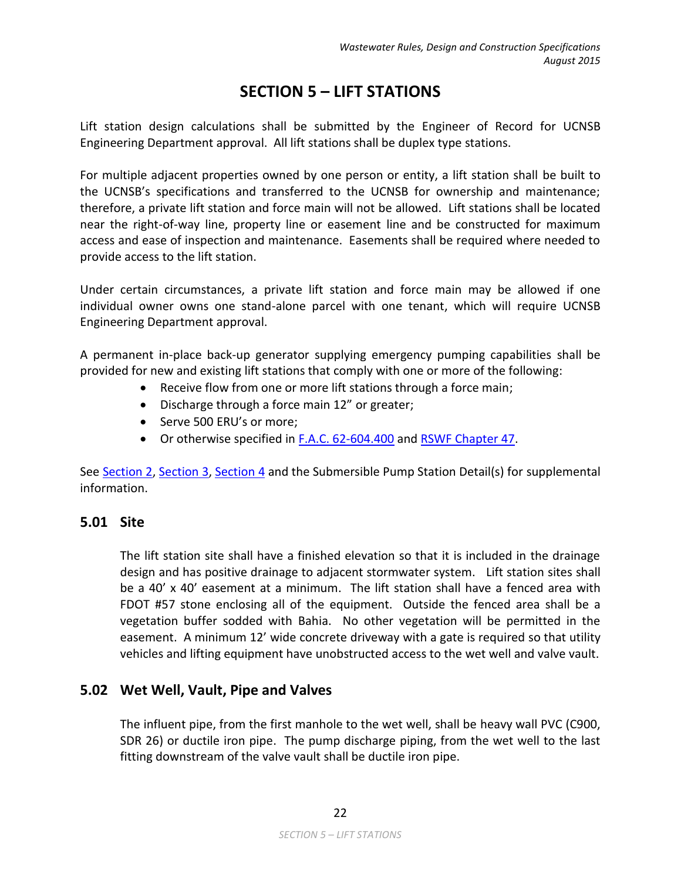# SECTION 5 – LIFT STATIONS

Lift station design calculations shall be submitted by the Engineer of Record for UCNSB Engineering Department approval. All lift stations shall be duplex type stations.

For multiple adjacent properties owned by one person or entity, a lift station shall be built to the UCNSB's specifications and transferred to the UCNSB for ownership and maintenance; therefore, a private lift station and force main will not be allowed. Lift stations shall be located near the right-of-way line, property line or easement line and be constructed for maximum access and ease of inspection and maintenance. Easements shall be required where needed to provide access to the lift station.

Under certain circumstances, a private lift station and force main may be allowed if one individual owner owns one stand-alone parcel with one tenant, which will require UCNSB Engineering Department approval.

A permanent in-place back-up generator supplying emergency pumping capabilities shall be provided for new and existing lift stations that comply with one or more of the following:

- Receive flow from one or more lift stations through a force main;
- Discharge through a force main 12" or greater;
- Serve 500 ERU's or more;
- Or otherwise specified in F.A.C. 62-604.400 and RSWF Chapter 47.

See Section 2, Section 3, Section 4 and the Submersible Pump Station Detail(s) for supplemental information.

## 5.01 Site

The lift station site shall have a finished elevation so that it is included in the drainage design and has positive drainage to adjacent stormwater system. Lift station sites shall be a 40' x 40' easement at a minimum. The lift station shall have a fenced area with FDOT #57 stone enclosing all of the equipment. Outside the fenced area shall be a vegetation buffer sodded with Bahia. No other vegetation will be permitted in the easement. A minimum 12' wide concrete driveway with a gate is required so that utility vehicles and lifting equipment have unobstructed access to the wet well and valve vault.

## 5.02 Wet Well, Vault, Pipe and Valves

The influent pipe, from the first manhole to the wet well, shall be heavy wall PVC (C900, SDR 26) or ductile iron pipe. The pump discharge piping, from the wet well to the last fitting downstream of the valve vault shall be ductile iron pipe.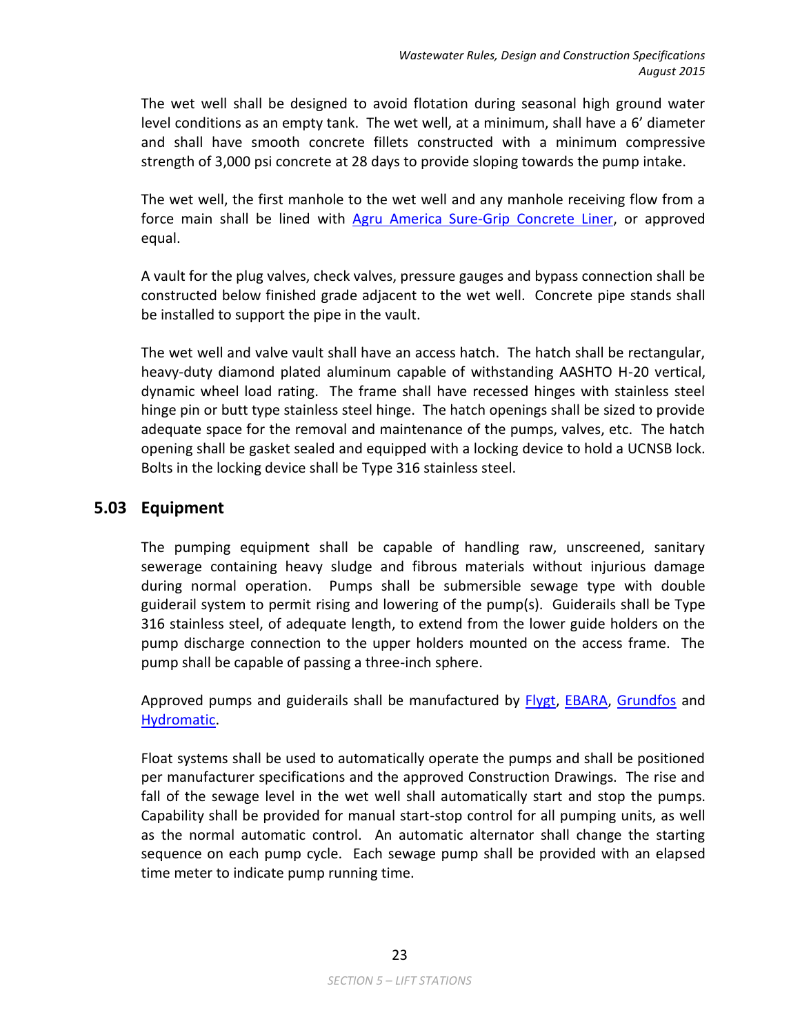The wet well shall be designed to avoid flotation during seasonal high ground water level conditions as an empty tank. The wet well, at a minimum, shall have a 6' diameter and shall have smooth concrete fillets constructed with a minimum compressive strength of 3,000 psi concrete at 28 days to provide sloping towards the pump intake.

The wet well, the first manhole to the wet well and any manhole receiving flow from a force main shall be lined with Agru America Sure-Grip Concrete Liner, or approved equal.

A vault for the plug valves, check valves, pressure gauges and bypass connection shall be constructed below finished grade adjacent to the wet well. Concrete pipe stands shall be installed to support the pipe in the vault.

The wet well and valve vault shall have an access hatch. The hatch shall be rectangular, heavy-duty diamond plated aluminum capable of withstanding AASHTO H-20 vertical, dynamic wheel load rating. The frame shall have recessed hinges with stainless steel hinge pin or butt type stainless steel hinge. The hatch openings shall be sized to provide adequate space for the removal and maintenance of the pumps, valves, etc. The hatch opening shall be gasket sealed and equipped with a locking device to hold a UCNSB lock. Bolts in the locking device shall be Type 316 stainless steel.

## 5.03 Equipment

The pumping equipment shall be capable of handling raw, unscreened, sanitary sewerage containing heavy sludge and fibrous materials without injurious damage during normal operation. Pumps shall be submersible sewage type with double guiderail system to permit rising and lowering of the pump(s). Guiderails shall be Type 316 stainless steel, of adequate length, to extend from the lower guide holders on the pump discharge connection to the upper holders mounted on the access frame. The pump shall be capable of passing a three-inch sphere.

Approved pumps and guiderails shall be manufactured by Flygt, EBARA, Grundfos and Hydromatic.

Float systems shall be used to automatically operate the pumps and shall be positioned per manufacturer specifications and the approved Construction Drawings. The rise and fall of the sewage level in the wet well shall automatically start and stop the pumps. Capability shall be provided for manual start-stop control for all pumping units, as well as the normal automatic control. An automatic alternator shall change the starting sequence on each pump cycle. Each sewage pump shall be provided with an elapsed time meter to indicate pump running time.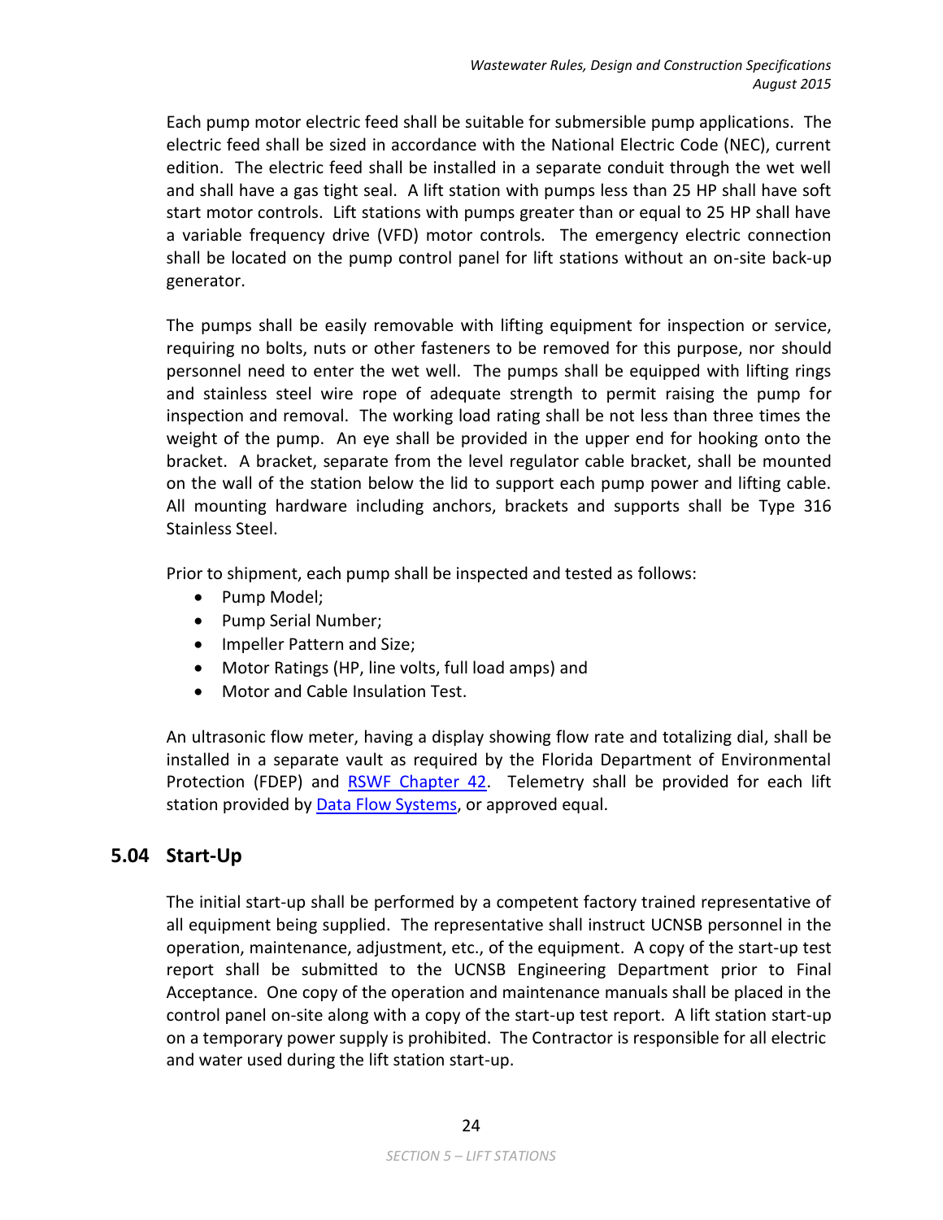Each pump motor electric feed shall be suitable for submersible pump applications. The electric feed shall be sized in accordance with the National Electric Code (NEC), current edition. The electric feed shall be installed in a separate conduit through the wet well and shall have a gas tight seal. A lift station with pumps less than 25 HP shall have soft start motor controls. Lift stations with pumps greater than or equal to 25 HP shall have a variable frequency drive (VFD) motor controls. The emergency electric connection shall be located on the pump control panel for lift stations without an on-site back-up generator.

The pumps shall be easily removable with lifting equipment for inspection or service, requiring no bolts, nuts or other fasteners to be removed for this purpose, nor should personnel need to enter the wet well. The pumps shall be equipped with lifting rings and stainless steel wire rope of adequate strength to permit raising the pump for inspection and removal. The working load rating shall be not less than three times the weight of the pump. An eye shall be provided in the upper end for hooking onto the bracket. A bracket, separate from the level regulator cable bracket, shall be mounted on the wall of the station below the lid to support each pump power and lifting cable. All mounting hardware including anchors, brackets and supports shall be Type 316 Stainless Steel.

Prior to shipment, each pump shall be inspected and tested as follows:

- Pump Model;
- Pump Serial Number;
- Impeller Pattern and Size;
- Motor Ratings (HP, line volts, full load amps) and
- Motor and Cable Insulation Test.

An ultrasonic flow meter, having a display showing flow rate and totalizing dial, shall be installed in a separate vault as required by the Florida Department of Environmental Protection (FDEP) and RSWF Chapter 42. Telemetry shall be provided for each lift station provided by Data Flow Systems, or approved equal.

## 5.04 Start-Up

The initial start-up shall be performed by a competent factory trained representative of all equipment being supplied. The representative shall instruct UCNSB personnel in the operation, maintenance, adjustment, etc., of the equipment. A copy of the start-up test report shall be submitted to the UCNSB Engineering Department prior to Final Acceptance. One copy of the operation and maintenance manuals shall be placed in the control panel on-site along with a copy of the start-up test report. A lift station start-up on a temporary power supply is prohibited. The Contractor is responsible for all electric and water used during the lift station start-up.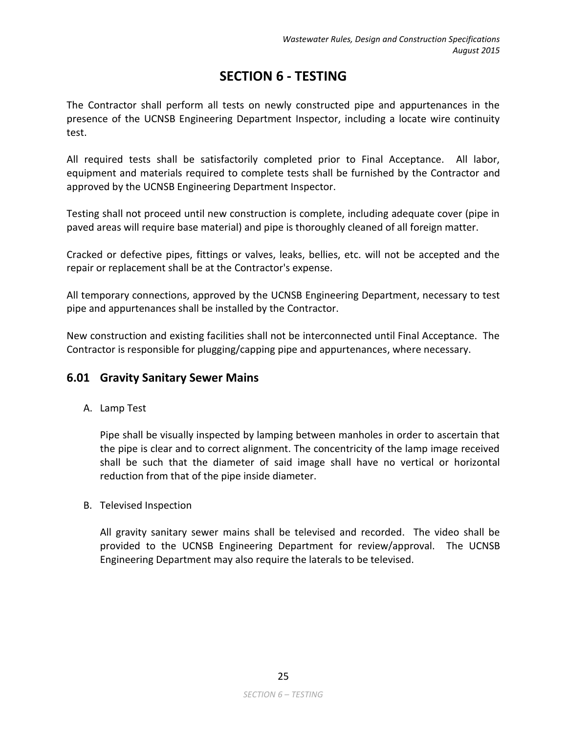# SECTION 6 - TESTING

The Contractor shall perform all tests on newly constructed pipe and appurtenances in the presence of the UCNSB Engineering Department Inspector, including a locate wire continuity test.

All required tests shall be satisfactorily completed prior to Final Acceptance. All labor, equipment and materials required to complete tests shall be furnished by the Contractor and approved by the UCNSB Engineering Department Inspector.

Testing shall not proceed until new construction is complete, including adequate cover (pipe in paved areas will require base material) and pipe is thoroughly cleaned of all foreign matter.

Cracked or defective pipes, fittings or valves, leaks, bellies, etc. will not be accepted and the repair or replacement shall be at the Contractor's expense.

All temporary connections, approved by the UCNSB Engineering Department, necessary to test pipe and appurtenances shall be installed by the Contractor.

New construction and existing facilities shall not be interconnected until Final Acceptance. The Contractor is responsible for plugging/capping pipe and appurtenances, where necessary.

## 6.01 Gravity Sanitary Sewer Mains

A. Lamp Test

   Pipe shall be visually inspected by lamping between manholes in order to ascertain that the pipe is clear and to correct alignment. The concentricity of the lamp image received shall be such that the diameter of said image shall have no vertical or horizontal reduction from that of the pipe inside diameter.

B. Televised Inspection

   All gravity sanitary sewer mains shall be televised and recorded. The video shall be provided to the UCNSB Engineering Department for review/approval. The UCNSB Engineering Department may also require the laterals to be televised.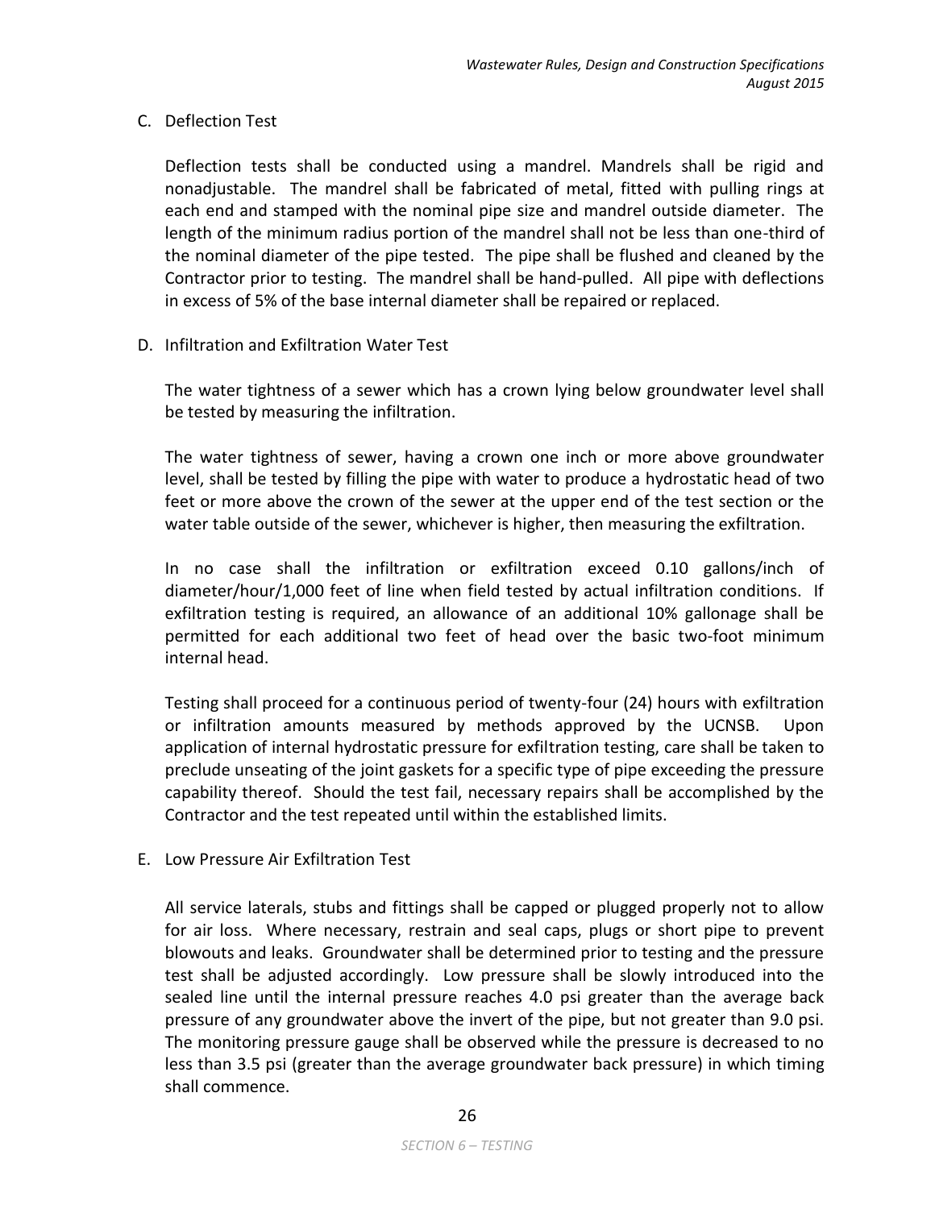### C. Deflection Test

Deflection tests shall be conducted using a mandrel. Mandrels shall be rigid and nonadjustable. The mandrel shall be fabricated of metal, fitted with pulling rings at each end and stamped with the nominal pipe size and mandrel outside diameter. The length of the minimum radius portion of the mandrel shall not be less than one-third of the nominal diameter of the pipe tested. The pipe shall be flushed and cleaned by the Contractor prior to testing. The mandrel shall be hand-pulled. All pipe with deflections in excess of 5% of the base internal diameter shall be repaired or replaced.

### D. Infiltration and Exfiltration Water Test

The water tightness of a sewer which has a crown lying below groundwater level shall be tested by measuring the infiltration.

The water tightness of sewer, having a crown one inch or more above groundwater level, shall be tested by filling the pipe with water to produce a hydrostatic head of two feet or more above the crown of the sewer at the upper end of the test section or the water table outside of the sewer, whichever is higher, then measuring the exfiltration.

In no case shall the infiltration or exfiltration exceed 0.10 gallons/inch of diameter/hour/1,000 feet of line when field tested by actual infiltration conditions. If exfiltration testing is required, an allowance of an additional 10% gallonage shall be permitted for each additional two feet of head over the basic two-foot minimum internal head.

Testing shall proceed for a continuous period of twenty-four (24) hours with exfiltration or infiltration amounts measured by methods approved by the UCNSB. Upon application of internal hydrostatic pressure for exfiltration testing, care shall be taken to preclude unseating of the joint gaskets for a specific type of pipe exceeding the pressure capability thereof. Should the test fail, necessary repairs shall be accomplished by the Contractor and the test repeated until within the established limits.

### E. Low Pressure Air Exfiltration Test

All service laterals, stubs and fittings shall be capped or plugged properly not to allow for air loss. Where necessary, restrain and seal caps, plugs or short pipe to prevent blowouts and leaks. Groundwater shall be determined prior to testing and the pressure test shall be adjusted accordingly. Low pressure shall be slowly introduced into the sealed line until the internal pressure reaches 4.0 psi greater than the average back pressure of any groundwater above the invert of the pipe, but not greater than 9.0 psi. The monitoring pressure gauge shall be observed while the pressure is decreased to no less than 3.5 psi (greater than the average groundwater back pressure) in which timing shall commence.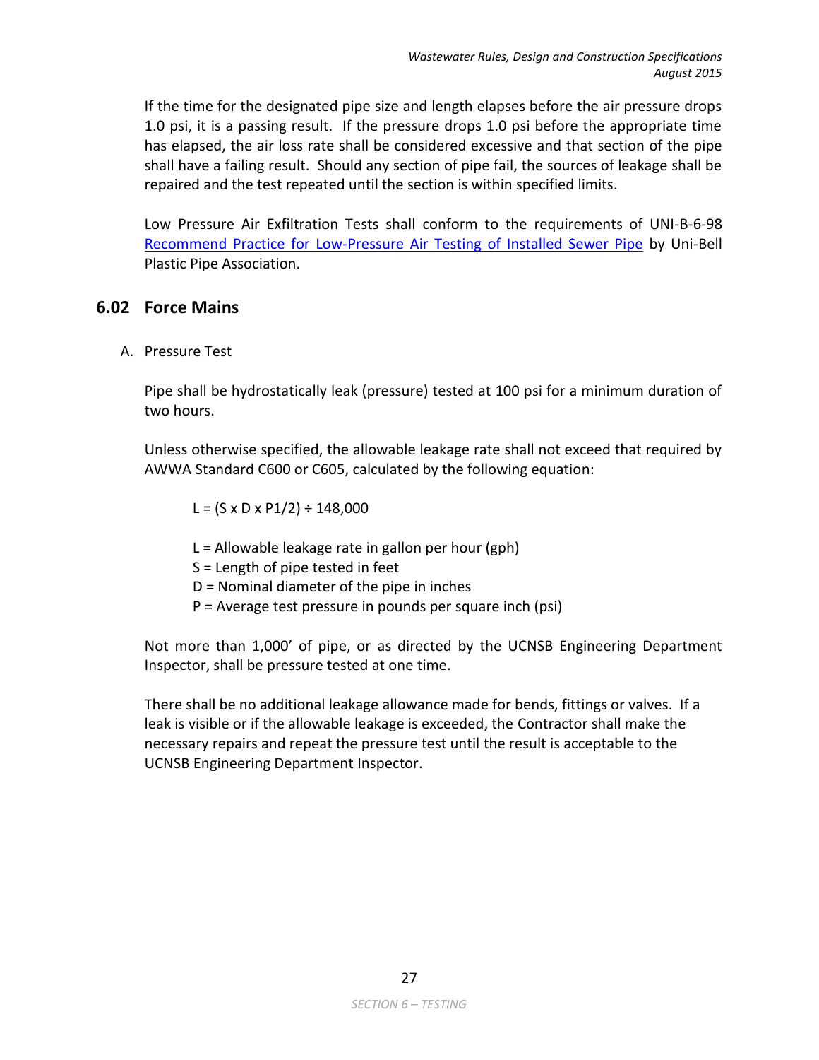If the time for the designated pipe size and length elapses before the air pressure drops 1.0 psi, it is a passing result. If the pressure drops 1.0 psi before the appropriate time has elapsed, the air loss rate shall be considered excessive and that section of the pipe shall have a failing result. Should any section of pipe fail, the sources of leakage shall be repaired and the test repeated until the section is within specified limits.

Low Pressure Air Exfiltration Tests shall conform to the requirements of UNI-B-6-98 Recommend Practice for Low-Pressure Air Testing of Installed Sewer Pipe by Uni-Bell Plastic Pipe Association.

## 6.02 Force Mains

A. Pressure Test

Pipe shall be hydrostatically leak (pressure) tested at 100 psi for a minimum duration of two hours.

Unless otherwise specified, the allowable leakage rate shall not exceed that required by AWWA Standard C600 or C605, calculated by the following equation:

$$L = (S \times D \times P1/2) \div 148{,}000$$

L = Allowable leakage rate in gallon per hour (gph)
S = Length of pipe tested in feet
D = Nominal diameter of the pipe in inches
P = Average test pressure in pounds per square inch (psi)

Not more than 1,000' of pipe, or as directed by the UCNSB Engineering Department Inspector, shall be pressure tested at one time.

There shall be no additional leakage allowance made for bends, fittings or valves. If a leak is visible or if the allowable leakage is exceeded, the Contractor shall make the necessary repairs and repeat the pressure test until the result is acceptable to the UCNSB Engineering Department Inspector.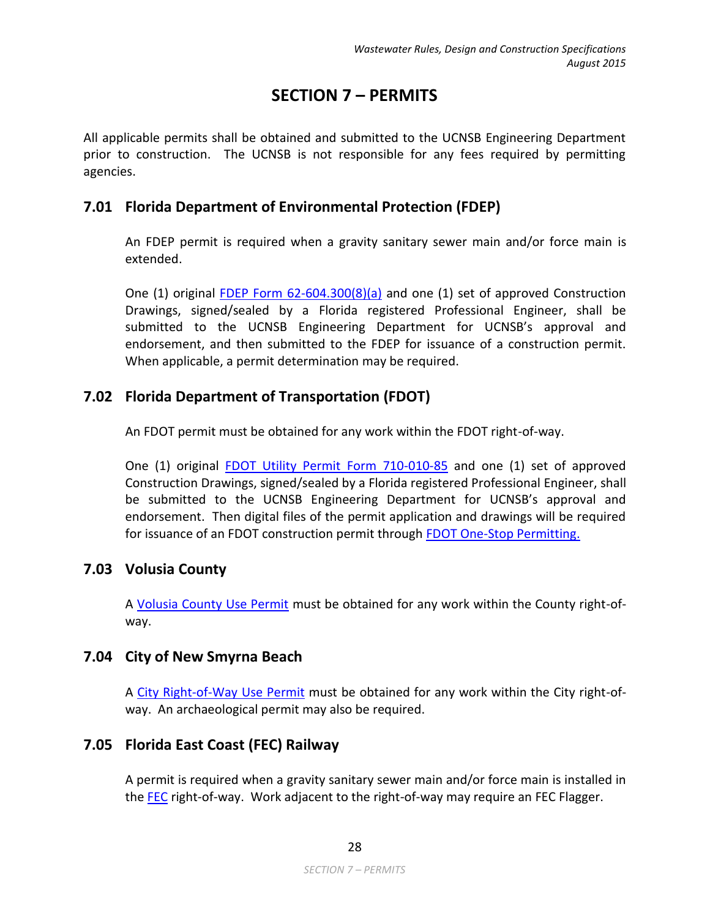# SECTION 7 – PERMITS

All applicable permits shall be obtained and submitted to the UCNSB Engineering Department prior to construction. The UCNSB is not responsible for any fees required by permitting agencies.

## 7.01 Florida Department of Environmental Protection (FDEP)

An FDEP permit is required when a gravity sanitary sewer main and/or force main is extended.

One (1) original FDEP Form 62-604.300(8)(a) and one (1) set of approved Construction Drawings, signed/sealed by a Florida registered Professional Engineer, shall be submitted to the UCNSB Engineering Department for UCNSB's approval and endorsement, and then submitted to the FDEP for issuance of a construction permit. When applicable, a permit determination may be required.

## 7.02 Florida Department of Transportation (FDOT)

An FDOT permit must be obtained for any work within the FDOT right-of-way.

One (1) original FDOT Utility Permit Form 710-010-85 and one (1) set of approved Construction Drawings, signed/sealed by a Florida registered Professional Engineer, shall be submitted to the UCNSB Engineering Department for UCNSB's approval and endorsement. Then digital files of the permit application and drawings will be required for issuance of an FDOT construction permit through FDOT One-Stop Permitting.

## 7.03 Volusia County

A Volusia County Use Permit must be obtained for any work within the County right-of-way.

## 7.04 City of New Smyrna Beach

A City Right-of-Way Use Permit must be obtained for any work within the City right-of-way. An archaeological permit may also be required.

## 7.05 Florida East Coast (FEC) Railway

A permit is required when a gravity sanitary sewer main and/or force main is installed in the FEC right-of-way. Work adjacent to the right-of-way may require an FEC Flagger.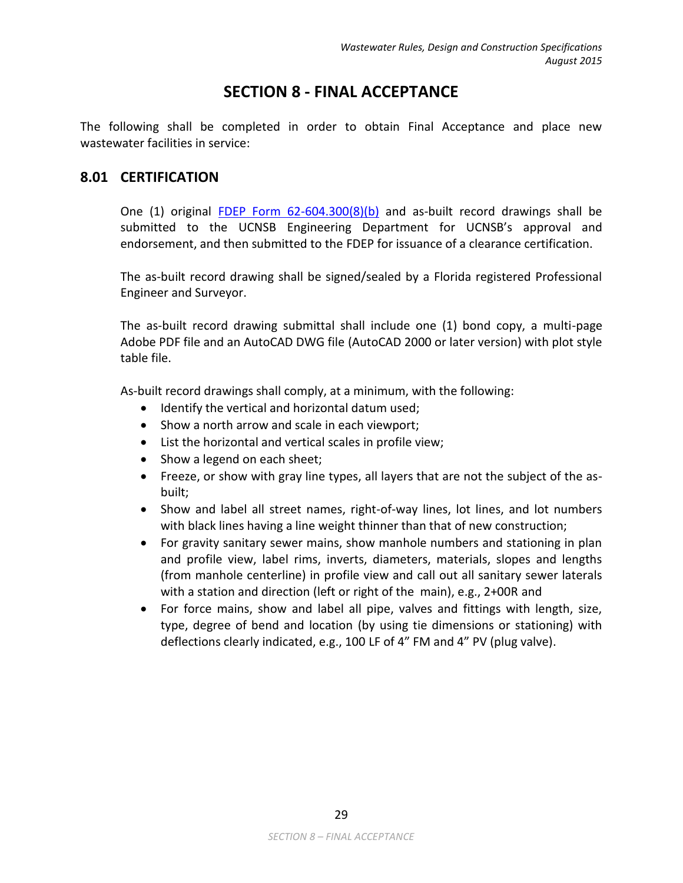# SECTION 8 - FINAL ACCEPTANCE

The following shall be completed in order to obtain Final Acceptance and place new wastewater facilities in service:

## 8.01 CERTIFICATION

One (1) original [FDEP Form 62-604.300(8)(b)] and as-built record drawings shall be submitted to the UCNSB Engineering Department for UCNSB's approval and endorsement, and then submitted to the FDEP for issuance of a clearance certification.

The as-built record drawing shall be signed/sealed by a Florida registered Professional Engineer and Surveyor.

The as-built record drawing submittal shall include one (1) bond copy, a multi-page Adobe PDF file and an AutoCAD DWG file (AutoCAD 2000 or later version) with plot style table file.

As-built record drawings shall comply, at a minimum, with the following:

- Identify the vertical and horizontal datum used;
- Show a north arrow and scale in each viewport;
- List the horizontal and vertical scales in profile view;
- Show a legend on each sheet;
- Freeze, or show with gray line types, all layers that are not the subject of the as-built;
- Show and label all street names, right-of-way lines, lot lines, and lot numbers with black lines having a line weight thinner than that of new construction;
- For gravity sanitary sewer mains, show manhole numbers and stationing in plan and profile view, label rims, inverts, diameters, materials, slopes and lengths (from manhole centerline) in profile view and call out all sanitary sewer laterals with a station and direction (left or right of the main), e.g., 2+00R and
- For force mains, show and label all pipe, valves and fittings with length, size, type, degree of bend and location (by using tie dimensions or stationing) with deflections clearly indicated, e.g., 100 LF of 4" FM and 4" PV (plug valve).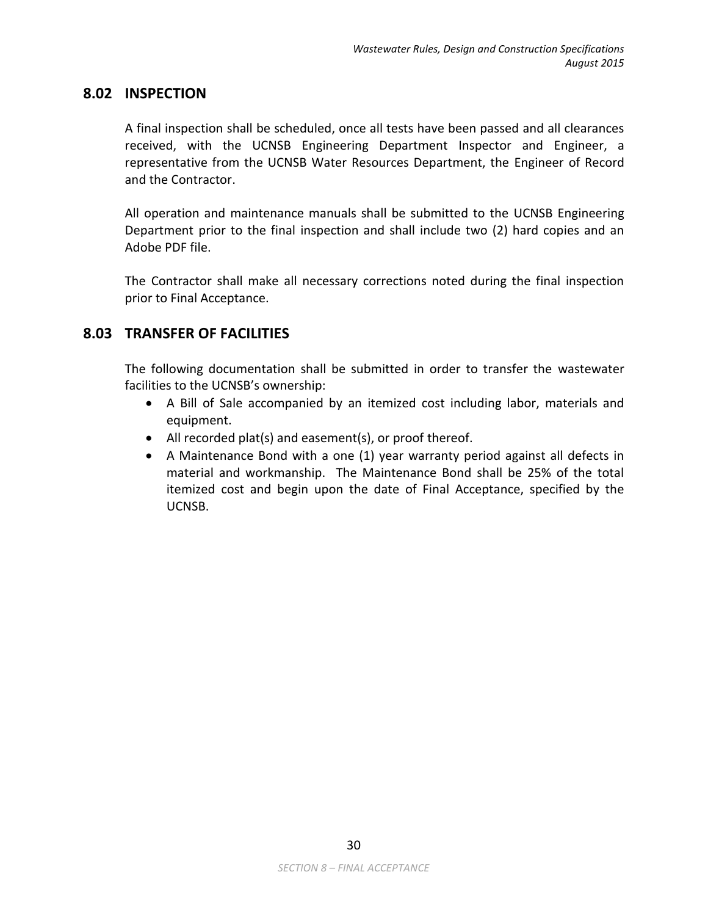## 8.02 INSPECTION

A final inspection shall be scheduled, once all tests have been passed and all clearances received, with the UCNSB Engineering Department Inspector and Engineer, a representative from the UCNSB Water Resources Department, the Engineer of Record and the Contractor.

All operation and maintenance manuals shall be submitted to the UCNSB Engineering Department prior to the final inspection and shall include two (2) hard copies and an Adobe PDF file.

The Contractor shall make all necessary corrections noted during the final inspection prior to Final Acceptance.

## 8.03 TRANSFER OF FACILITIES

The following documentation shall be submitted in order to transfer the wastewater facilities to the UCNSB's ownership:

- A Bill of Sale accompanied by an itemized cost including labor, materials and equipment.
- All recorded plat(s) and easement(s), or proof thereof.
- A Maintenance Bond with a one (1) year warranty period against all defects in material and workmanship. The Maintenance Bond shall be 25% of the total itemized cost and begin upon the date of Final Acceptance, specified by the UCNSB.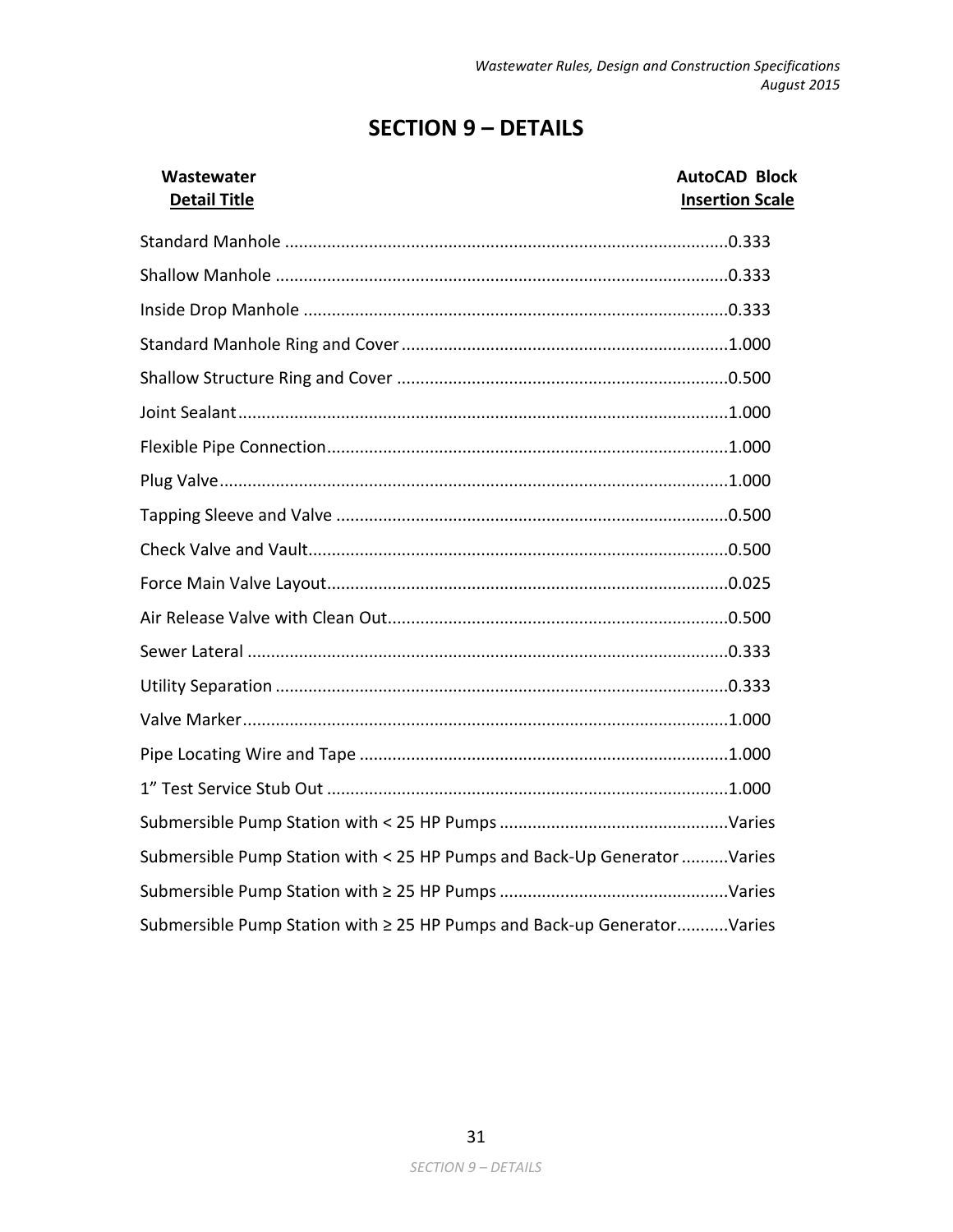# SECTION 9 – DETAILS

| Wastewater Detail Title | AutoCAD Block Insertion Scale |
| --- | --- |
| Standard Manhole | 0.333 |
| Shallow Manhole | 0.333 |
| Inside Drop Manhole | 0.333 |
| Standard Manhole Ring and Cover | 1.000 |
| Shallow Structure Ring and Cover | 0.500 |
| Joint Sealant | 1.000 |
| Flexible Pipe Connection | 1.000 |
| Plug Valve | 1.000 |
| Tapping Sleeve and Valve | 0.500 |
| Check Valve and Vault | 0.500 |
| Force Main Valve Layout | 0.025 |
| Air Release Valve with Clean Out | 0.500 |
| Sewer Lateral | 0.333 |
| Utility Separation | 0.333 |
| Valve Marker | 1.000 |
| Pipe Locating Wire and Tape | 1.000 |
| 1" Test Service Stub Out | 1.000 |
| Submersible Pump Station with < 25 HP Pumps | Varies |
| Submersible Pump Station with < 25 HP Pumps and Back-Up Generator | Varies |
| Submersible Pump Station with ≥ 25 HP Pumps | Varies |
| Submersible Pump Station with ≥ 25 HP Pumps and Back-up Generator | Varies |